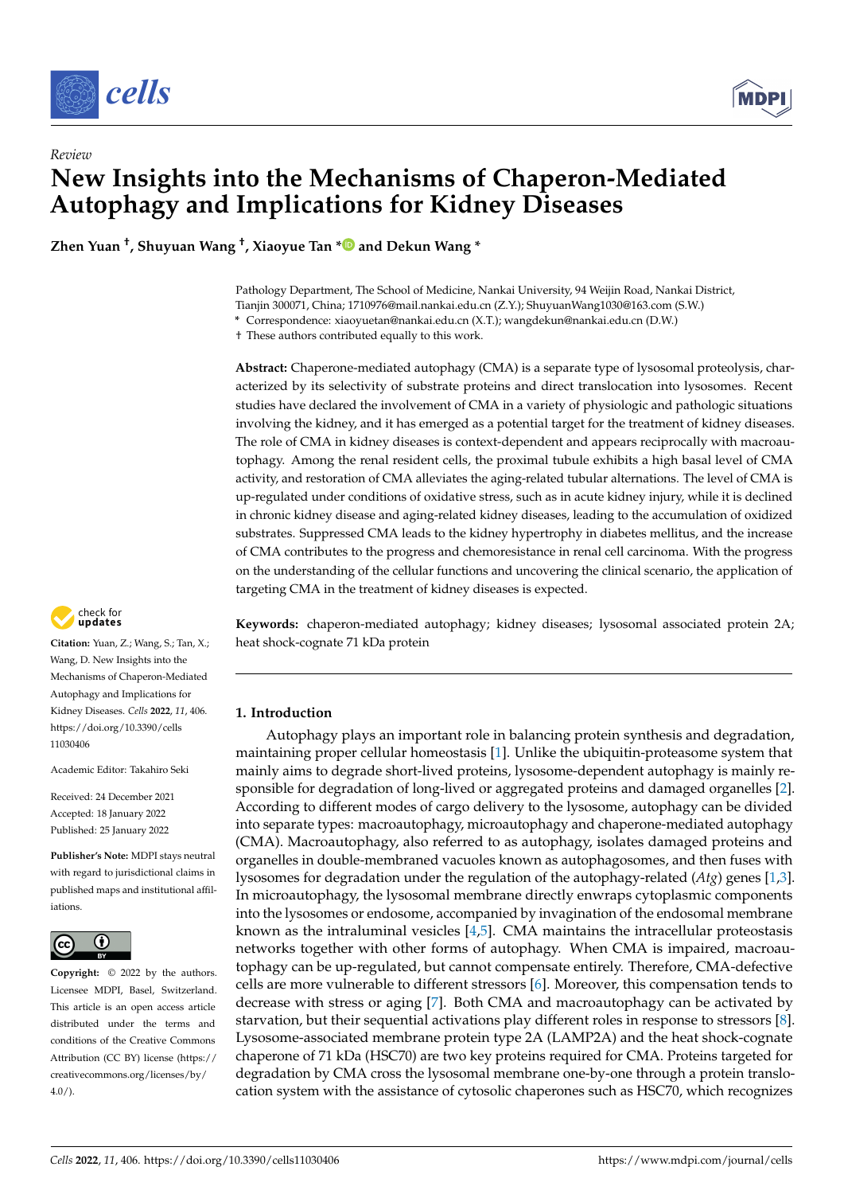*Review*

# New Insights into the Mechanisms of Chaperon-Mediated Autophagy and Implications for Kidney Diseases

**Zhen Yuan [†], Shuyuan Wang [†], Xiaoyue Tan * and Dekun Wang ***

Pathology Department, The School of Medicine, Nankai University, 94 Weijin Road, Nankai District, Tianjin 300071, China; 1710976@mail.nankai.edu.cn (Z.Y.); ShuyuanWang1030@163.com (S.W.)
* Correspondence: xiaoyuetan@nankai.edu.cn (X.T.); wangdekun@nankai.edu.cn (D.W.)
† These authors contributed equally to this work.

**Abstract:** Chaperone-mediated autophagy (CMA) is a separate type of lysosomal proteolysis, characterized by its selectivity of substrate proteins and direct translocation into lysosomes. Recent studies have declared the involvement of CMA in a variety of physiologic and pathologic situations involving the kidney, and it has emerged as a potential target for the treatment of kidney diseases. The role of CMA in kidney diseases is context-dependent and appears reciprocally with macroautophagy. Among the renal resident cells, the proximal tubule exhibits a high basal level of CMA activity, and restoration of CMA alleviates the aging-related tubular alternations. The level of CMA is up-regulated under conditions of oxidative stress, such as in acute kidney injury, while it is declined in chronic kidney disease and aging-related kidney diseases, leading to the accumulation of oxidized substrates. Suppressed CMA leads to the kidney hypertrophy in diabetes mellitus, and the increase of CMA contributes to the progress and chemoresistance in renal cell carcinoma. With the progress on the understanding of the cellular functions and uncovering the clinical scenario, the application of targeting CMA in the treatment of kidney diseases is expected.

**Keywords:** chaperon-mediated autophagy; kidney diseases; lysosomal associated protein 2A; heat shock-cognate 71 kDa protein

**Citation:** Yuan, Z.; Wang, S.; Tan, X.; Wang, D. New Insights into the Mechanisms of Chaperon-Mediated Autophagy and Implications for Kidney Diseases. *Cells* **2022**, *11*, 406. https://doi.org/10.3390/cells11030406

Academic Editor: Takahiro Seki

Received: 24 December 2021
Accepted: 18 January 2022
Published: 25 January 2022

**Publisher's Note:** MDPI stays neutral with regard to jurisdictional claims in published maps and institutional affiliations.

**Copyright:** © 2022 by the authors. Licensee MDPI, Basel, Switzerland. This article is an open access article distributed under the terms and conditions of the Creative Commons Attribution (CC BY) license (https://creativecommons.org/licenses/by/4.0/).

## 1. Introduction

Autophagy plays an important role in balancing protein synthesis and degradation, maintaining proper cellular homeostasis [1]. Unlike the ubiquitin-proteasome system that mainly aims to degrade short-lived proteins, lysosome-dependent autophagy is mainly responsible for degradation of long-lived or aggregated proteins and damaged organelles [2]. According to different modes of cargo delivery to the lysosome, autophagy can be divided into separate types: macroautophagy, microautophagy and chaperone-mediated autophagy (CMA). Macroautophagy, also referred to as autophagy, isolates damaged proteins and organelles in double-membraned vacuoles known as autophagosomes, and then fuses with lysosomes for degradation under the regulation of the autophagy-related (*Atg*) genes [1,3]. In microautophagy, the lysosomal membrane directly enwraps cytoplasmic components into the lysosomes or endosome, accompanied by invagination of the endosomal membrane known as the intraluminal vesicles [4,5]. CMA maintains the intracellular proteostasis networks together with other forms of autophagy. When CMA is impaired, macroautophagy can be up-regulated, but cannot compensate entirely. Therefore, CMA-defective cells are more vulnerable to different stressors [6]. Moreover, this compensation tends to decrease with stress or aging [7]. Both CMA and macroautophagy can be activated by starvation, but their sequential activations play different roles in response to stressors [8]. Lysosome-associated membrane protein type 2A (LAMP2A) and the heat shock-cognate chaperone of 71 kDa (HSC70) are two key proteins required for CMA. Proteins targeted for degradation by CMA cross the lysosomal membrane one-by-one through a protein translocation system with the assistance of cytosolic chaperones such as HSC70, which recognizes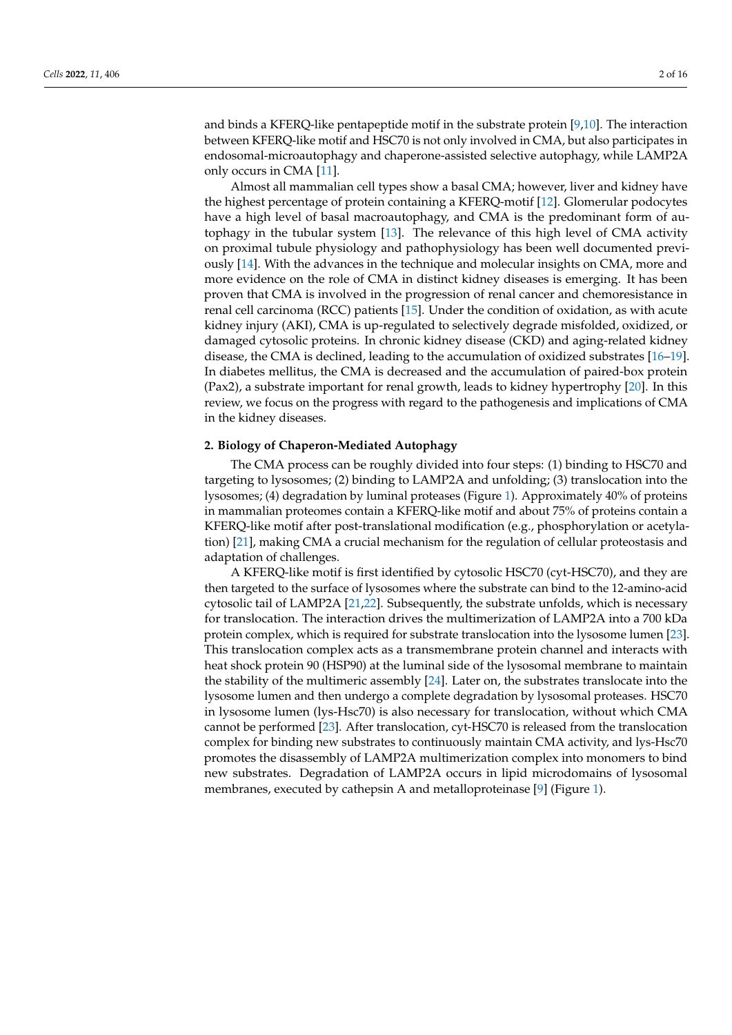and binds a KFERQ-like pentapeptide motif in the substrate protein [9,10]. The interaction between KFERQ-like motif and HSC70 is not only involved in CMA, but also participates in endosomal-microautophagy and chaperone-assisted selective autophagy, while LAMP2A only occurs in CMA [11].

Almost all mammalian cell types show a basal CMA; however, liver and kidney have the highest percentage of protein containing a KFERQ-motif [12]. Glomerular podocytes have a high level of basal macroautophagy, and CMA is the predominant form of autophagy in the tubular system [13]. The relevance of this high level of CMA activity on proximal tubule physiology and pathophysiology has been well documented previously [14]. With the advances in the technique and molecular insights on CMA, more and more evidence on the role of CMA in distinct kidney diseases is emerging. It has been proven that CMA is involved in the progression of renal cancer and chemoresistance in renal cell carcinoma (RCC) patients [15]. Under the condition of oxidation, as with acute kidney injury (AKI), CMA is up-regulated to selectively degrade misfolded, oxidized, or damaged cytosolic proteins. In chronic kidney disease (CKD) and aging-related kidney disease, the CMA is declined, leading to the accumulation of oxidized substrates [16–19]. In diabetes mellitus, the CMA is decreased and the accumulation of paired-box protein (Pax2), a substrate important for renal growth, leads to kidney hypertrophy [20]. In this review, we focus on the progress with regard to the pathogenesis and implications of CMA in the kidney diseases.

## 2. Biology of Chaperon-Mediated Autophagy

The CMA process can be roughly divided into four steps: (1) binding to HSC70 and targeting to lysosomes; (2) binding to LAMP2A and unfolding; (3) translocation into the lysosomes; (4) degradation by luminal proteases (Figure 1). Approximately 40% of proteins in mammalian proteomes contain a KFERQ-like motif and about 75% of proteins contain a KFERQ-like motif after post-translational modification (e.g., phosphorylation or acetylation) [21], making CMA a crucial mechanism for the regulation of cellular proteostasis and adaptation of challenges.

A KFERQ-like motif is first identified by cytosolic HSC70 (cyt-HSC70), and they are then targeted to the surface of lysosomes where the substrate can bind to the 12-amino-acid cytosolic tail of LAMP2A [21,22]. Subsequently, the substrate unfolds, which is necessary for translocation. The interaction drives the multimerization of LAMP2A into a 700 kDa protein complex, which is required for substrate translocation into the lysosome lumen [23]. This translocation complex acts as a transmembrane protein channel and interacts with heat shock protein 90 (HSP90) at the luminal side of the lysosomal membrane to maintain the stability of the multimeric assembly [24]. Later on, the substrates translocate into the lysosome lumen and then undergo a complete degradation by lysosomal proteases. HSC70 in lysosome lumen (lys-Hsc70) is also necessary for translocation, without which CMA cannot be performed [23]. After translocation, cyt-HSC70 is released from the translocation complex for binding new substrates to continuously maintain CMA activity, and lys-Hsc70 promotes the disassembly of LAMP2A multimerization complex into monomers to bind new substrates. Degradation of LAMP2A occurs in lipid microdomains of lysosomal membranes, executed by cathepsin A and metalloproteinase [9] (Figure 1).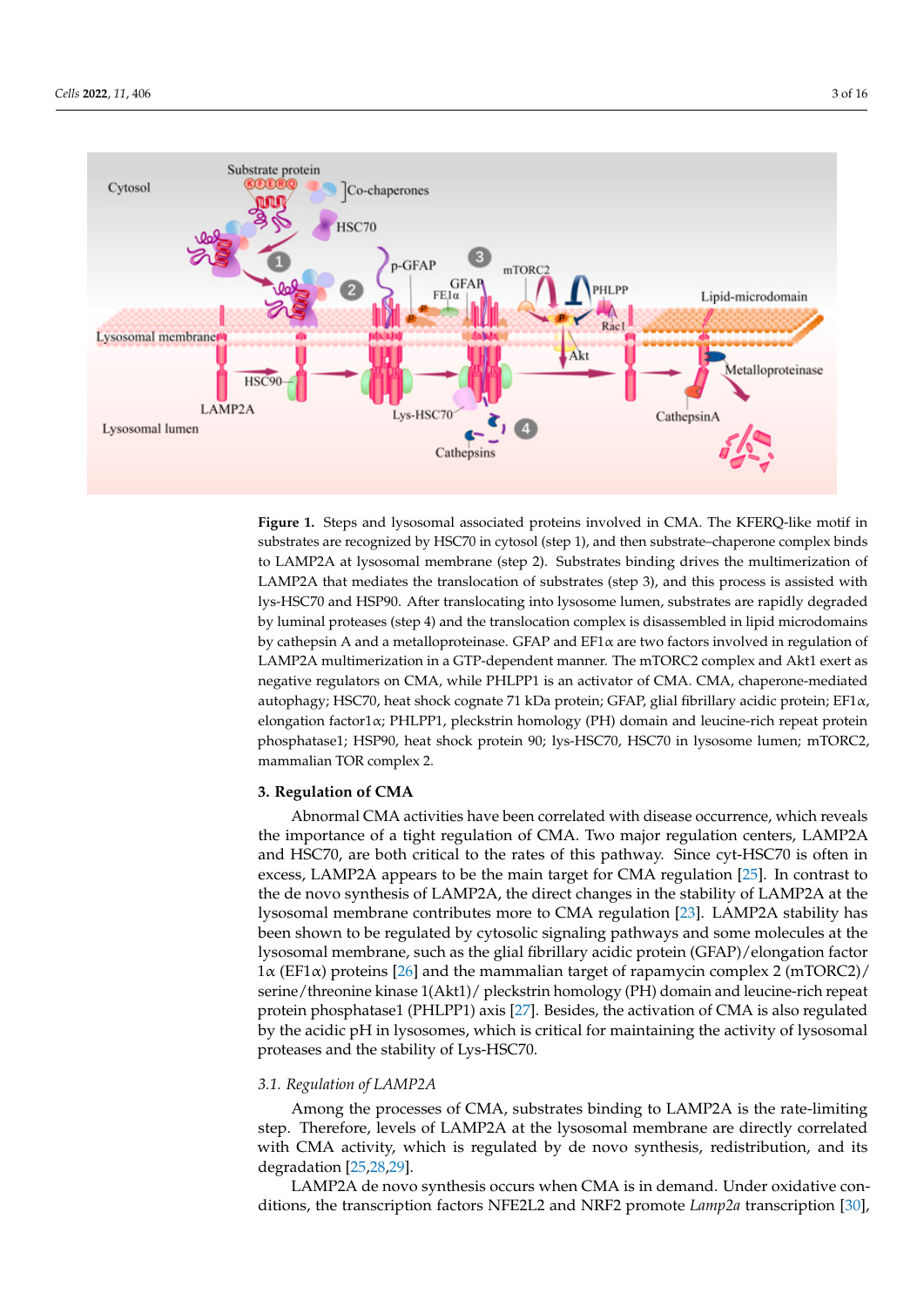**Figure 1.** Steps and lysosomal associated proteins involved in CMA. The KFERQ-like motif in substrates are recognized by HSC70 in cytosol (step 1), and then substrate–chaperone complex binds to LAMP2A at lysosomal membrane (step 2). Substrates binding drives the multimerization of LAMP2A that mediates the translocation of substrates (step 3), and this process is assisted with lys-HSC70 and HSP90. After translocating into lysosome lumen, substrates are rapidly degraded by luminal proteases (step 4) and the translocation complex is disassembled in lipid microdomains by cathepsin A and a metalloproteinase. GFAP and EF1α are two factors involved in regulation of LAMP2A multimerization in a GTP-dependent manner. The mTORC2 complex and Akt1 exert as negative regulators on CMA, while PHLPP1 is an activator of CMA. CMA, chaperone-mediated autophagy; HSC70, heat shock cognate 71 kDa protein; GFAP, glial fibrillary acidic protein; EF1α, elongation factor1α; PHLPP1, pleckstrin homology (PH) domain and leucine-rich repeat protein phosphatase1; HSP90, heat shock protein 90; lys-HSC70, HSC70 in lysosome lumen; mTORC2, mammalian TOR complex 2.

## 3. Regulation of CMA

Abnormal CMA activities have been correlated with disease occurrence, which reveals the importance of a tight regulation of CMA. Two major regulation centers, LAMP2A and HSC70, are both critical to the rates of this pathway. Since cyt-HSC70 is often in excess, LAMP2A appears to be the main target for CMA regulation [25]. In contrast to the de novo synthesis of LAMP2A, the direct changes in the stability of LAMP2A at the lysosomal membrane contributes more to CMA regulation [23]. LAMP2A stability has been shown to be regulated by cytosolic signaling pathways and some molecules at the lysosomal membrane, such as the glial fibrillary acidic protein (GFAP)/elongation factor 1α (EF1α) proteins [26] and the mammalian target of rapamycin complex 2 (mTORC2)/serine/threonine kinase 1(Akt1)/ pleckstrin homology (PH) domain and leucine-rich repeat protein phosphatase1 (PHLPP1) axis [27]. Besides, the activation of CMA is also regulated by the acidic pH in lysosomes, which is critical for maintaining the activity of lysosomal proteases and the stability of Lys-HSC70.

### *3.1. Regulation of LAMP2A*

Among the processes of CMA, substrates binding to LAMP2A is the rate-limiting step. Therefore, levels of LAMP2A at the lysosomal membrane are directly correlated with CMA activity, which is regulated by de novo synthesis, redistribution, and its degradation [25,28,29].

LAMP2A de novo synthesis occurs when CMA is in demand. Under oxidative conditions, the transcription factors NFE2L2 and NRF2 promote *Lamp2a* transcription [30],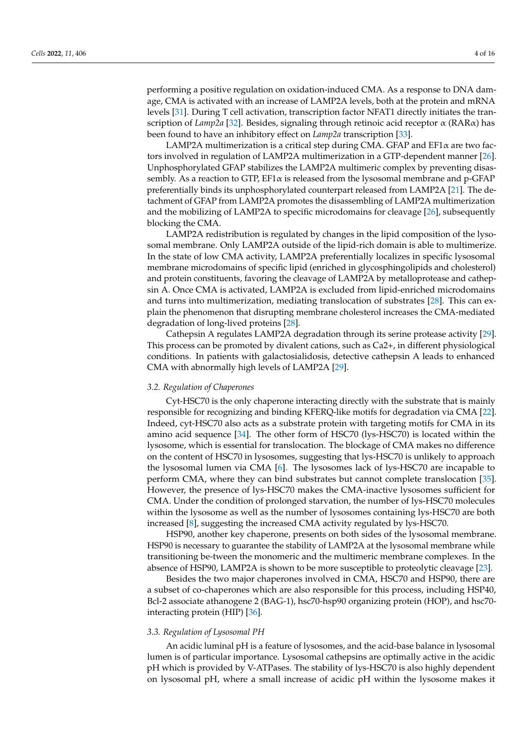performing a positive regulation on oxidation-induced CMA. As a response to DNA damage, CMA is activated with an increase of LAMP2A levels, both at the protein and mRNA levels [31]. During T cell activation, transcription factor NFAT1 directly initiates the transcription of *Lamp2a* [32]. Besides, signaling through retinoic acid receptor α (RARα) has been found to have an inhibitory effect on *Lamp2a* transcription [33].

LAMP2A multimerization is a critical step during CMA. GFAP and EF1α are two factors involved in regulation of LAMP2A multimerization in a GTP-dependent manner [26]. Unphosphorylated GFAP stabilizes the LAMP2A multimeric complex by preventing disassembly. As a reaction to GTP, EF1α is released from the lysosomal membrane and p-GFAP preferentially binds its unphosphorylated counterpart released from LAMP2A [21]. The detachment of GFAP from LAMP2A promotes the disassembling of LAMP2A multimerization and the mobilizing of LAMP2A to specific microdomains for cleavage [26], subsequently blocking the CMA.

LAMP2A redistribution is regulated by changes in the lipid composition of the lysosomal membrane. Only LAMP2A outside of the lipid-rich domain is able to multimerize. In the state of low CMA activity, LAMP2A preferentially localizes in specific lysosomal membrane microdomains of specific lipid (enriched in glycosphingolipids and cholesterol) and protein constituents, favoring the cleavage of LAMP2A by metalloprotease and cathepsin A. Once CMA is activated, LAMP2A is excluded from lipid-enriched microdomains and turns into multimerization, mediating translocation of substrates [28]. This can explain the phenomenon that disrupting membrane cholesterol increases the CMA-mediated degradation of long-lived proteins [28].

Cathepsin A regulates LAMP2A degradation through its serine protease activity [29]. This process can be promoted by divalent cations, such as Ca2+, in different physiological conditions. In patients with galactosialidosis, detective cathepsin A leads to enhanced CMA with abnormally high levels of LAMP2A [29].

### 3.2. Regulation of Chaperones

Cyt-HSC70 is the only chaperone interacting directly with the substrate that is mainly responsible for recognizing and binding KFERQ-like motifs for degradation via CMA [22]. Indeed, cyt-HSC70 also acts as a substrate protein with targeting motifs for CMA in its amino acid sequence [34]. The other form of HSC70 (lys-HSC70) is located within the lysosome, which is essential for translocation. The blockage of CMA makes no difference on the content of HSC70 in lysosomes, suggesting that lys-HSC70 is unlikely to approach the lysosomal lumen via CMA [6]. The lysosomes lack of lys-HSC70 are incapable to perform CMA, where they can bind substrates but cannot complete translocation [35]. However, the presence of lys-HSC70 makes the CMA-inactive lysosomes sufficient for CMA. Under the condition of prolonged starvation, the number of lys-HSC70 molecules within the lysosome as well as the number of lysosomes containing lys-HSC70 are both increased [8], suggesting the increased CMA activity regulated by lys-HSC70.

HSP90, another key chaperone, presents on both sides of the lysosomal membrane. HSP90 is necessary to guarantee the stability of LAMP2A at the lysosomal membrane while transitioning be-tween the monomeric and the multimeric membrane complexes. In the absence of HSP90, LAMP2A is shown to be more susceptible to proteolytic cleavage [23].

Besides the two major chaperones involved in CMA, HSC70 and HSP90, there are a subset of co-chaperones which are also responsible for this process, including HSP40, Bcl-2 associate athanogene 2 (BAG-1), hsc70-hsp90 organizing protein (HOP), and hsc70-interacting protein (HIP) [36].

### 3.3. Regulation of Lysosomal PH

An acidic luminal pH is a feature of lysosomes, and the acid-base balance in lysosomal lumen is of particular importance. Lysosomal cathepsins are optimally active in the acidic pH which is provided by V-ATPases. The stability of lys-HSC70 is also highly dependent on lysosomal pH, where a small increase of acidic pH within the lysosome makes it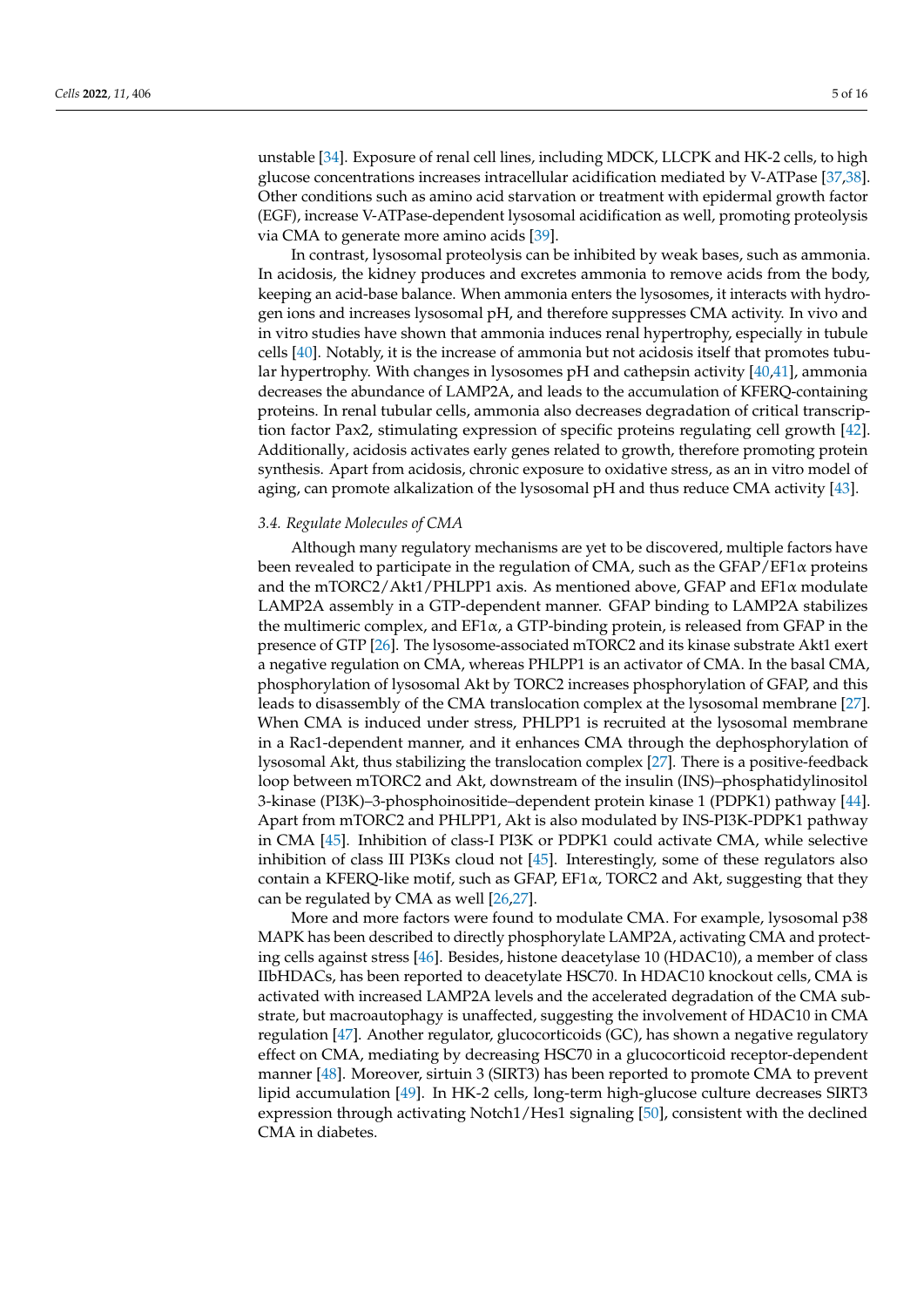unstable [34]. Exposure of renal cell lines, including MDCK, LLCPK and HK-2 cells, to high glucose concentrations increases intracellular acidification mediated by V-ATPase [37,38]. Other conditions such as amino acid starvation or treatment with epidermal growth factor (EGF), increase V-ATPase-dependent lysosomal acidification as well, promoting proteolysis via CMA to generate more amino acids [39].

In contrast, lysosomal proteolysis can be inhibited by weak bases, such as ammonia. In acidosis, the kidney produces and excretes ammonia to remove acids from the body, keeping an acid-base balance. When ammonia enters the lysosomes, it interacts with hydrogen ions and increases lysosomal pH, and therefore suppresses CMA activity. In vivo and in vitro studies have shown that ammonia induces renal hypertrophy, especially in tubule cells [40]. Notably, it is the increase of ammonia but not acidosis itself that promotes tubular hypertrophy. With changes in lysosomes pH and cathepsin activity [40,41], ammonia decreases the abundance of LAMP2A, and leads to the accumulation of KFERQ-containing proteins. In renal tubular cells, ammonia also decreases degradation of critical transcription factor Pax2, stimulating expression of specific proteins regulating cell growth [42]. Additionally, acidosis activates early genes related to growth, therefore promoting protein synthesis. Apart from acidosis, chronic exposure to oxidative stress, as an in vitro model of aging, can promote alkalization of the lysosomal pH and thus reduce CMA activity [43].

### 3.4. Regulate Molecules of CMA

Although many regulatory mechanisms are yet to be discovered, multiple factors have been revealed to participate in the regulation of CMA, such as the GFAP/EF1α proteins and the mTORC2/Akt1/PHLPP1 axis. As mentioned above, GFAP and EF1α modulate LAMP2A assembly in a GTP-dependent manner. GFAP binding to LAMP2A stabilizes the multimeric complex, and EF1α, a GTP-binding protein, is released from GFAP in the presence of GTP [26]. The lysosome-associated mTORC2 and its kinase substrate Akt1 exert a negative regulation on CMA, whereas PHLPP1 is an activator of CMA. In the basal CMA, phosphorylation of lysosomal Akt by TORC2 increases phosphorylation of GFAP, and this leads to disassembly of the CMA translocation complex at the lysosomal membrane [27]. When CMA is induced under stress, PHLPP1 is recruited at the lysosomal membrane in a Rac1-dependent manner, and it enhances CMA through the dephosphorylation of lysosomal Akt, thus stabilizing the translocation complex [27]. There is a positive-feedback loop between mTORC2 and Akt, downstream of the insulin (INS)–phosphatidylinositol 3-kinase (PI3K)–3-phosphoinositide–dependent protein kinase 1 (PDPK1) pathway [44]. Apart from mTORC2 and PHLPP1, Akt is also modulated by INS-PI3K-PDPK1 pathway in CMA [45]. Inhibition of class-I PI3K or PDPK1 could activate CMA, while selective inhibition of class III PI3Ks cloud not [45]. Interestingly, some of these regulators also contain a KFERQ-like motif, such as GFAP, EF1α, TORC2 and Akt, suggesting that they can be regulated by CMA as well [26,27].

More and more factors were found to modulate CMA. For example, lysosomal p38 MAPK has been described to directly phosphorylate LAMP2A, activating CMA and protecting cells against stress [46]. Besides, histone deacetylase 10 (HDAC10), a member of class IIbHDACs, has been reported to deacetylate HSC70. In HDAC10 knockout cells, CMA is activated with increased LAMP2A levels and the accelerated degradation of the CMA substrate, but macroautophagy is unaffected, suggesting the involvement of HDAC10 in CMA regulation [47]. Another regulator, glucocorticoids (GC), has shown a negative regulatory effect on CMA, mediating by decreasing HSC70 in a glucocorticoid receptor-dependent manner [48]. Moreover, sirtuin 3 (SIRT3) has been reported to promote CMA to prevent lipid accumulation [49]. In HK-2 cells, long-term high-glucose culture decreases SIRT3 expression through activating Notch1/Hes1 signaling [50], consistent with the declined CMA in diabetes.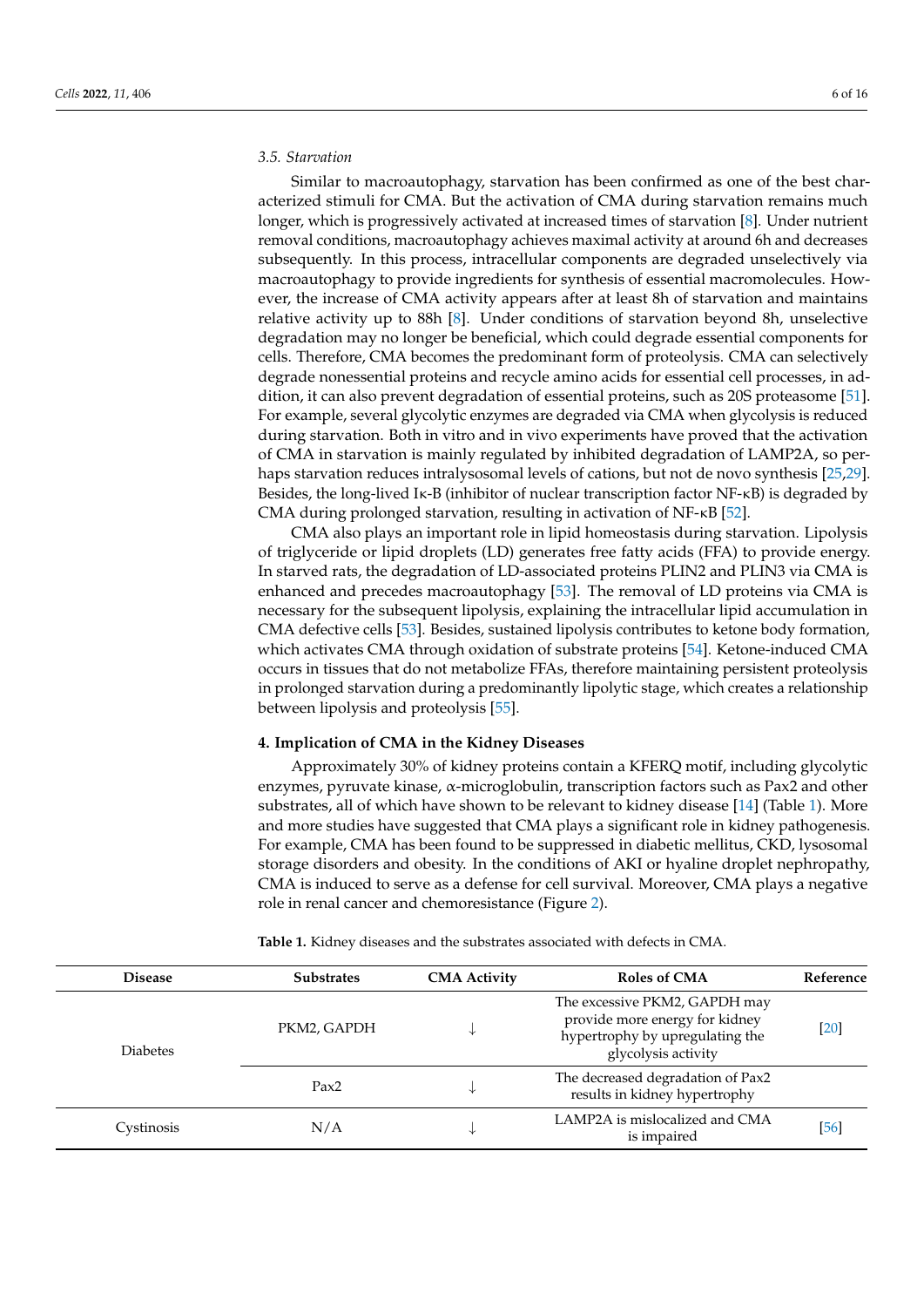### 3.5. Starvation

Similar to macroautophagy, starvation has been confirmed as one of the best characterized stimuli for CMA. But the activation of CMA during starvation remains much longer, which is progressively activated at increased times of starvation [8]. Under nutrient removal conditions, macroautophagy achieves maximal activity at around 6h and decreases subsequently. In this process, intracellular components are degraded unselectively via macroautophagy to provide ingredients for synthesis of essential macromolecules. However, the increase of CMA activity appears after at least 8h of starvation and maintains relative activity up to 88h [8]. Under conditions of starvation beyond 8h, unselective degradation may no longer be beneficial, which could degrade essential components for cells. Therefore, CMA becomes the predominant form of proteolysis. CMA can selectively degrade nonessential proteins and recycle amino acids for essential cell processes, in addition, it can also prevent degradation of essential proteins, such as 20S proteasome [51]. For example, several glycolytic enzymes are degraded via CMA when glycolysis is reduced during starvation. Both in vitro and in vivo experiments have proved that the activation of CMA in starvation is mainly regulated by inhibited degradation of LAMP2A, so perhaps starvation reduces intralysosomal levels of cations, but not de novo synthesis [25,29]. Besides, the long-lived Iκ-B (inhibitor of nuclear transcription factor NF-κB) is degraded by CMA during prolonged starvation, resulting in activation of NF-κB [52].

CMA also plays an important role in lipid homeostasis during starvation. Lipolysis of triglyceride or lipid droplets (LD) generates free fatty acids (FFA) to provide energy. In starved rats, the degradation of LD-associated proteins PLIN2 and PLIN3 via CMA is enhanced and precedes macroautophagy [53]. The removal of LD proteins via CMA is necessary for the subsequent lipolysis, explaining the intracellular lipid accumulation in CMA defective cells [53]. Besides, sustained lipolysis contributes to ketone body formation, which activates CMA through oxidation of substrate proteins [54]. Ketone-induced CMA occurs in tissues that do not metabolize FFAs, therefore maintaining persistent proteolysis in prolonged starvation during a predominantly lipolytic stage, which creates a relationship between lipolysis and proteolysis [55].

## 4. Implication of CMA in the Kidney Diseases

Approximately 30% of kidney proteins contain a KFERQ motif, including glycolytic enzymes, pyruvate kinase, α-microglobulin, transcription factors such as Pax2 and other substrates, all of which have shown to be relevant to kidney disease [14] (Table 1). More and more studies have suggested that CMA plays a significant role in kidney pathogenesis. For example, CMA has been found to be suppressed in diabetic mellitus, CKD, lysosomal storage disorders and obesity. In the conditions of AKI or hyaline droplet nephropathy, CMA is induced to serve as a defense for cell survival. Moreover, CMA plays a negative role in renal cancer and chemoresistance (Figure 2).

**Table 1.** Kidney diseases and the substrates associated with defects in CMA.

| Disease | Substrates | CMA Activity | Roles of CMA | Reference |
|---|---|---|---|---|
| Diabetes | PKM2, GAPDH | ↓ | The excessive PKM2, GAPDH may provide more energy for kidney hypertrophy by upregulating the glycolysis activity | [20] |
| | Pax2 | ↓ | The decreased degradation of Pax2 results in kidney hypertrophy | |
| Cystinosis | N/A | ↓ | LAMP2A is mislocalized and CMA is impaired | [56] |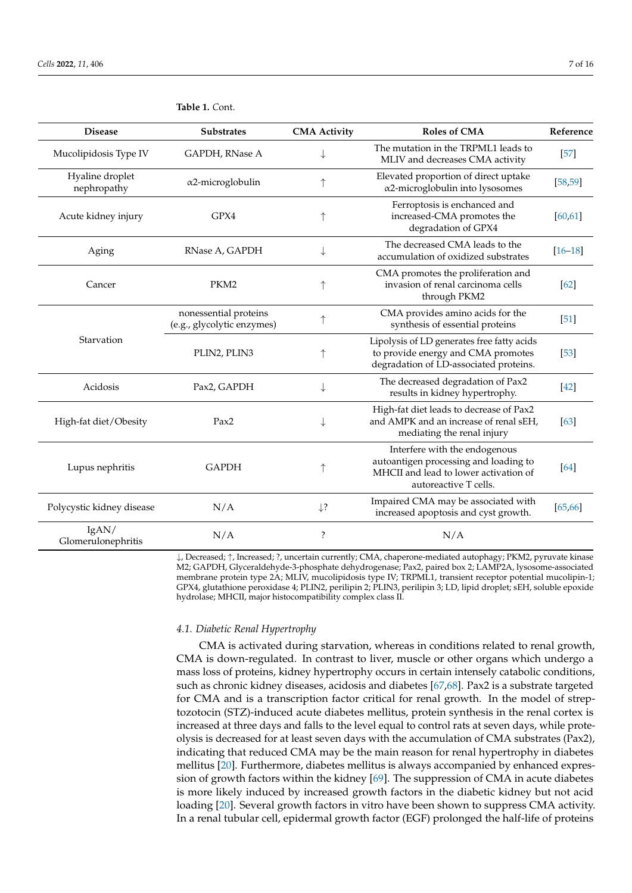**Table 1.** Cont.

| Disease | Substrates | CMA Activity | Roles of CMA | Reference |
|---|---|---|---|---|
| Mucolipidosis Type IV | GAPDH, RNase A | ↓ | The mutation in the TRPML1 leads to MLIV and decreases CMA activity | [57] |
| Hyaline droplet nephropathy | α2-microglobulin | ↑ | Elevated proportion of direct uptake α2-microglobulin into lysosomes | [58,59] |
| Acute kidney injury | GPX4 | ↑ | Ferroptosis is enchanced and increased-CMA promotes the degradation of GPX4 | [60,61] |
| Aging | RNase A, GAPDH | ↓ | The decreased CMA leads to the accumulation of oxidized substrates | [16–18] |
| Cancer | PKM2 | ↑ | CMA promotes the proliferation and invasion of renal carcinoma cells through PKM2 | [62] |
| Starvation | nonessential proteins (e.g., glycolytic enzymes) | ↑ | CMA provides amino acids for the synthesis of essential proteins | [51] |
| | PLIN2, PLIN3 | ↑ | Lipolysis of LD generates free fatty acids to provide energy and CMA promotes degradation of LD-associated proteins. | [53] |
| Acidosis | Pax2, GAPDH | ↓ | The decreased degradation of Pax2 results in kidney hypertrophy. | [42] |
| High-fat diet/Obesity | Pax2 | ↓ | High-fat diet leads to decrease of Pax2 and AMPK and an increase of renal sEH, mediating the renal injury | [63] |
| Lupus nephritis | GAPDH | ↑ | Interfere with the endogenous autoantigen processing and loading to MHCII and lead to lower activation of autoreactive T cells. | [64] |
| Polycystic kidney disease | N/A | ↓? | Impaired CMA may be associated with increased apoptosis and cyst growth. | [65,66] |
| IgAN/ Glomerulonephritis | N/A | ? | N/A | |

↓, Decreased; ↑, Increased; ?, uncertain currently; CMA, chaperone-mediated autophagy; PKM2, pyruvate kinase M2; GAPDH, Glyceraldehyde-3-phosphate dehydrogenase; Pax2, paired box 2; LAMP2A, lysosome-associated membrane protein type 2A; MLIV, mucolipidosis type IV; TRPML1, transient receptor potential mucolipin-1; GPX4, glutathione peroxidase 4; PLIN2, perilipin 2; PLIN3, perilipin 3; LD, lipid droplet; sEH, soluble epoxide hydrolase; MHCII, major histocompatibility complex class II.

### 4.1. Diabetic Renal Hypertrophy

CMA is activated during starvation, whereas in conditions related to renal growth, CMA is down-regulated. In contrast to liver, muscle or other organs which undergo a mass loss of proteins, kidney hypertrophy occurs in certain intensely catabolic conditions, such as chronic kidney diseases, acidosis and diabetes [67,68]. Pax2 is a substrate targeted for CMA and is a transcription factor critical for renal growth. In the model of streptozotocin (STZ)-induced acute diabetes mellitus, protein synthesis in the renal cortex is increased at three days and falls to the level equal to control rats at seven days, while proteolysis is decreased for at least seven days with the accumulation of CMA substrates (Pax2), indicating that reduced CMA may be the main reason for renal hypertrophy in diabetes mellitus [20]. Furthermore, diabetes mellitus is always accompanied by enhanced expression of growth factors within the kidney [69]. The suppression of CMA in acute diabetes is more likely induced by increased growth factors in the diabetic kidney but not acid loading [20]. Several growth factors in vitro have been shown to suppress CMA activity. In a renal tubular cell, epidermal growth factor (EGF) prolonged the half-life of proteins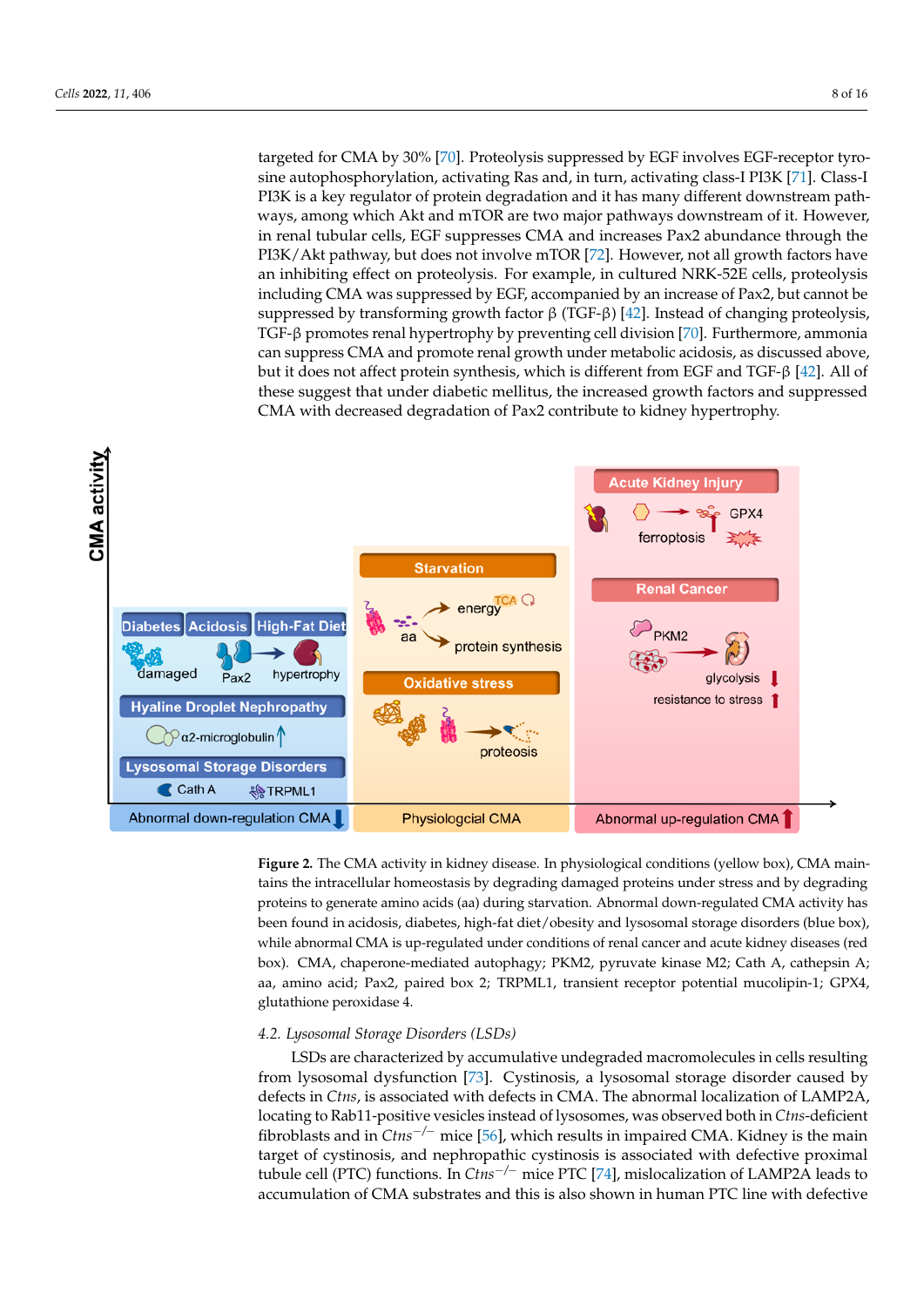targeted for CMA by 30% [70]. Proteolysis suppressed by EGF involves EGF-receptor tyrosine autophosphorylation, activating Ras and, in turn, activating class-I PI3K [71]. Class-I PI3K is a key regulator of protein degradation and it has many different downstream pathways, among which Akt and mTOR are two major pathways downstream of it. However, in renal tubular cells, EGF suppresses CMA and increases Pax2 abundance through the PI3K/Akt pathway, but does not involve mTOR [72]. However, not all growth factors have an inhibiting effect on proteolysis. For example, in cultured NRK-52E cells, proteolysis including CMA was suppressed by EGF, accompanied by an increase of Pax2, but cannot be suppressed by transforming growth factor β (TGF-β) [42]. Instead of changing proteolysis, TGF-β promotes renal hypertrophy by preventing cell division [70]. Furthermore, ammonia can suppress CMA and promote renal growth under metabolic acidosis, as discussed above, but it does not affect protein synthesis, which is different from EGF and TGF-β [42]. All of these suggest that under diabetic mellitus, the increased growth factors and suppressed CMA with decreased degradation of Pax2 contribute to kidney hypertrophy.

**Figure 2.** The CMA activity in kidney disease. In physiological conditions (yellow box), CMA maintains the intracellular homeostasis by degrading damaged proteins under stress and by degrading proteins to generate amino acids (aa) during starvation. Abnormal down-regulated CMA activity has been found in acidosis, diabetes, high-fat diet/obesity and lysosomal storage disorders (blue box), while abnormal CMA is up-regulated under conditions of renal cancer and acute kidney diseases (red box). CMA, chaperone-mediated autophagy; PKM2, pyruvate kinase M2; Cath A, cathepsin A; aa, amino acid; Pax2, paired box 2; TRPML1, transient receptor potential mucolipin-1; GPX4, glutathione peroxidase 4.

## 4.2. Lysosomal Storage Disorders (LSDs)

LSDs are characterized by accumulative undegraded macromolecules in cells resulting from lysosomal dysfunction [73]. Cystinosis, a lysosomal storage disorder caused by defects in *Ctns*, is associated with defects in CMA. The abnormal localization of LAMP2A, locating to Rab11-positive vesicles instead of lysosomes, was observed both in *Ctns*-deficient fibroblasts and in *Ctns*$^{-/-}$ mice [56], which results in impaired CMA. Kidney is the main target of cystinosis, and nephropathic cystinosis is associated with defective proximal tubule cell (PTC) functions. In *Ctns*$^{-/-}$ mice PTC [74], mislocalization of LAMP2A leads to accumulation of CMA substrates and this is also shown in human PTC line with defective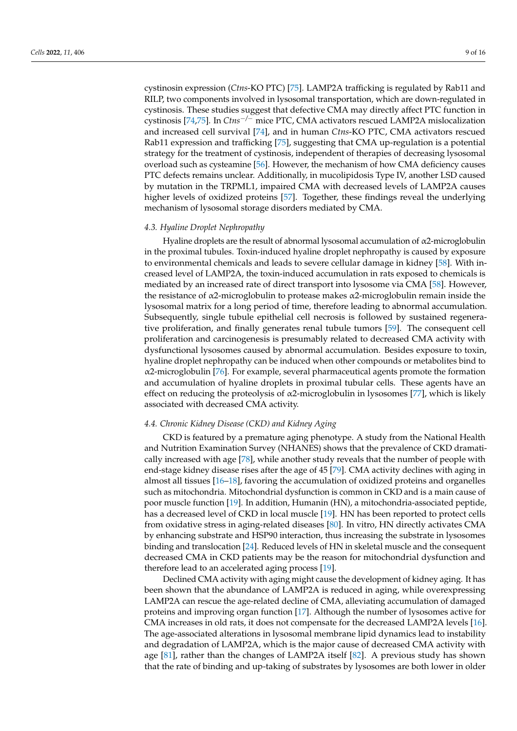cystinosin expression (*Ctns*-KO PTC) [75]. LAMP2A trafficking is regulated by Rab11 and RILP, two components involved in lysosomal transportation, which are down-regulated in cystinosis. These studies suggest that defective CMA may directly affect PTC function in cystinosis [74,75]. In $Ctns^{-/-}$ mice PTC, CMA activators rescued LAMP2A mislocalization and increased cell survival [74], and in human *Ctns*-KO PTC, CMA activators rescued Rab11 expression and trafficking [75], suggesting that CMA up-regulation is a potential strategy for the treatment of cystinosis, independent of therapies of decreasing lysosomal overload such as cysteamine [56]. However, the mechanism of how CMA deficiency causes PTC defects remains unclear. Additionally, in mucolipidosis Type IV, another LSD caused by mutation in the TRPML1, impaired CMA with decreased levels of LAMP2A causes higher levels of oxidized proteins [57]. Together, these findings reveal the underlying mechanism of lysosomal storage disorders mediated by CMA.

### 4.3. Hyaline Droplet Nephropathy

Hyaline droplets are the result of abnormal lysosomal accumulation of α2-microglobulin in the proximal tubules. Toxin-induced hyaline droplet nephropathy is caused by exposure to environmental chemicals and leads to severe cellular damage in kidney [58]. With increased level of LAMP2A, the toxin-induced accumulation in rats exposed to chemicals is mediated by an increased rate of direct transport into lysosome via CMA [58]. However, the resistance of α2-microglobulin to protease makes α2-microglobulin remain inside the lysosomal matrix for a long period of time, therefore leading to abnormal accumulation. Subsequently, single tubule epithelial cell necrosis is followed by sustained regenerative proliferation, and finally generates renal tubule tumors [59]. The consequent cell proliferation and carcinogenesis is presumably related to decreased CMA activity with dysfunctional lysosomes caused by abnormal accumulation. Besides exposure to toxin, hyaline droplet nephropathy can be induced when other compounds or metabolites bind to α2-microglobulin [76]. For example, several pharmaceutical agents promote the formation and accumulation of hyaline droplets in proximal tubular cells. These agents have an effect on reducing the proteolysis of α2-microglobulin in lysosomes [77], which is likely associated with decreased CMA activity.

### 4.4. Chronic Kidney Disease (CKD) and Kidney Aging

CKD is featured by a premature aging phenotype. A study from the National Health and Nutrition Examination Survey (NHANES) shows that the prevalence of CKD dramatically increased with age [78], while another study reveals that the number of people with end-stage kidney disease rises after the age of 45 [79]. CMA activity declines with aging in almost all tissues [16–18], favoring the accumulation of oxidized proteins and organelles such as mitochondria. Mitochondrial dysfunction is common in CKD and is a main cause of poor muscle function [19]. In addition, Humanin (HN), a mitochondria-associated peptide, has a decreased level of CKD in local muscle [19]. HN has been reported to protect cells from oxidative stress in aging-related diseases [80]. In vitro, HN directly activates CMA by enhancing substrate and HSP90 interaction, thus increasing the substrate in lysosomes binding and translocation [24]. Reduced levels of HN in skeletal muscle and the consequent decreased CMA in CKD patients may be the reason for mitochondrial dysfunction and therefore lead to an accelerated aging process [19].

Declined CMA activity with aging might cause the development of kidney aging. It has been shown that the abundance of LAMP2A is reduced in aging, while overexpressing LAMP2A can rescue the age-related decline of CMA, alleviating accumulation of damaged proteins and improving organ function [17]. Although the number of lysosomes active for CMA increases in old rats, it does not compensate for the decreased LAMP2A levels [16]. The age-associated alterations in lysosomal membrane lipid dynamics lead to instability and degradation of LAMP2A, which is the major cause of decreased CMA activity with age [81], rather than the changes of LAMP2A itself [82]. A previous study has shown that the rate of binding and up-taking of substrates by lysosomes are both lower in older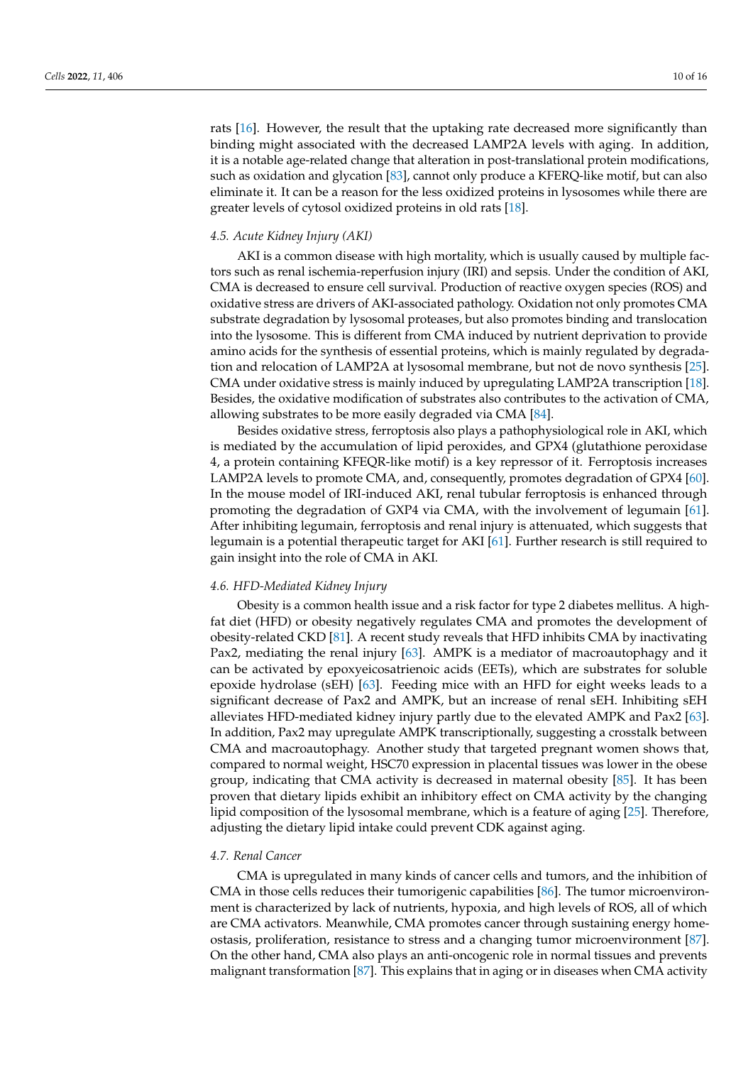rats [16]. However, the result that the uptaking rate decreased more significantly than binding might associated with the decreased LAMP2A levels with aging. In addition, it is a notable age-related change that alteration in post-translational protein modifications, such as oxidation and glycation [83], cannot only produce a KFERQ-like motif, but can also eliminate it. It can be a reason for the less oxidized proteins in lysosomes while there are greater levels of cytosol oxidized proteins in old rats [18].

### 4.5. Acute Kidney Injury (AKI)

AKI is a common disease with high mortality, which is usually caused by multiple factors such as renal ischemia-reperfusion injury (IRI) and sepsis. Under the condition of AKI, CMA is decreased to ensure cell survival. Production of reactive oxygen species (ROS) and oxidative stress are drivers of AKI-associated pathology. Oxidation not only promotes CMA substrate degradation by lysosomal proteases, but also promotes binding and translocation into the lysosome. This is different from CMA induced by nutrient deprivation to provide amino acids for the synthesis of essential proteins, which is mainly regulated by degradation and relocation of LAMP2A at lysosomal membrane, but not de novo synthesis [25]. CMA under oxidative stress is mainly induced by upregulating LAMP2A transcription [18]. Besides, the oxidative modification of substrates also contributes to the activation of CMA, allowing substrates to be more easily degraded via CMA [84].

Besides oxidative stress, ferroptosis also plays a pathophysiological role in AKI, which is mediated by the accumulation of lipid peroxides, and GPX4 (glutathione peroxidase 4, a protein containing KFEQR-like motif) is a key repressor of it. Ferroptosis increases LAMP2A levels to promote CMA, and, consequently, promotes degradation of GPX4 [60]. In the mouse model of IRI-induced AKI, renal tubular ferroptosis is enhanced through promoting the degradation of GXP4 via CMA, with the involvement of legumain [61]. After inhibiting legumain, ferroptosis and renal injury is attenuated, which suggests that legumain is a potential therapeutic target for AKI [61]. Further research is still required to gain insight into the role of CMA in AKI.

### 4.6. HFD-Mediated Kidney Injury

Obesity is a common health issue and a risk factor for type 2 diabetes mellitus. A high-fat diet (HFD) or obesity negatively regulates CMA and promotes the development of obesity-related CKD [81]. A recent study reveals that HFD inhibits CMA by inactivating Pax2, mediating the renal injury [63]. AMPK is a mediator of macroautophagy and it can be activated by epoxyeicosatrienoic acids (EETs), which are substrates for soluble epoxide hydrolase (sEH) [63]. Feeding mice with an HFD for eight weeks leads to a significant decrease of Pax2 and AMPK, but an increase of renal sEH. Inhibiting sEH alleviates HFD-mediated kidney injury partly due to the elevated AMPK and Pax2 [63]. In addition, Pax2 may upregulate AMPK transcriptionally, suggesting a crosstalk between CMA and macroautophagy. Another study that targeted pregnant women shows that, compared to normal weight, HSC70 expression in placental tissues was lower in the obese group, indicating that CMA activity is decreased in maternal obesity [85]. It has been proven that dietary lipids exhibit an inhibitory effect on CMA activity by the changing lipid composition of the lysosomal membrane, which is a feature of aging [25]. Therefore, adjusting the dietary lipid intake could prevent CDK against aging.

### 4.7. Renal Cancer

CMA is upregulated in many kinds of cancer cells and tumors, and the inhibition of CMA in those cells reduces their tumorigenic capabilities [86]. The tumor microenvironment is characterized by lack of nutrients, hypoxia, and high levels of ROS, all of which are CMA activators. Meanwhile, CMA promotes cancer through sustaining energy homeostasis, proliferation, resistance to stress and a changing tumor microenvironment [87]. On the other hand, CMA also plays an anti-oncogenic role in normal tissues and prevents malignant transformation [87]. This explains that in aging or in diseases when CMA activity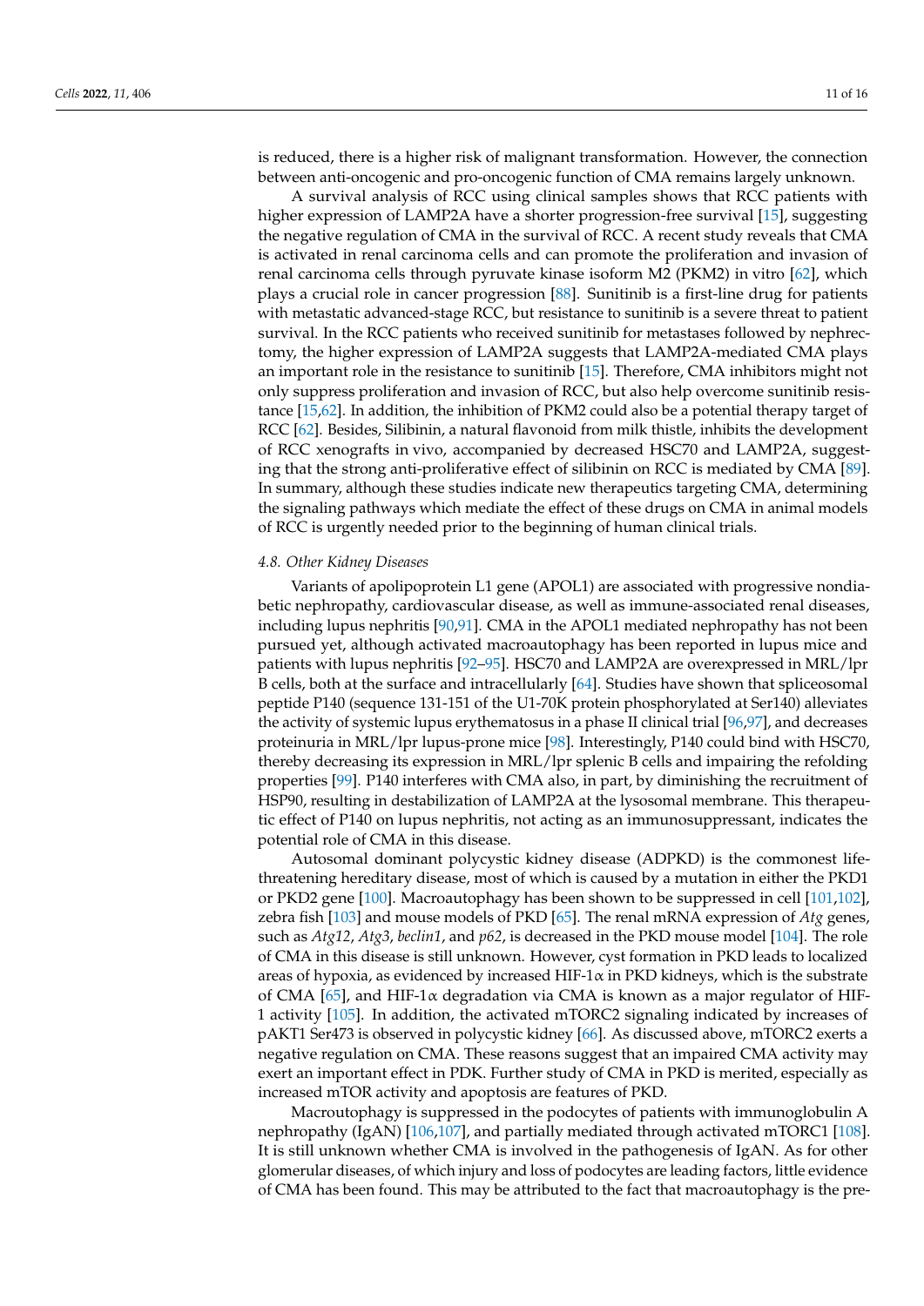is reduced, there is a higher risk of malignant transformation. However, the connection between anti-oncogenic and pro-oncogenic function of CMA remains largely unknown.

A survival analysis of RCC using clinical samples shows that RCC patients with higher expression of LAMP2A have a shorter progression-free survival [15], suggesting the negative regulation of CMA in the survival of RCC. A recent study reveals that CMA is activated in renal carcinoma cells and can promote the proliferation and invasion of renal carcinoma cells through pyruvate kinase isoform M2 (PKM2) in vitro [62], which plays a crucial role in cancer progression [88]. Sunitinib is a first-line drug for patients with metastatic advanced-stage RCC, but resistance to sunitinib is a severe threat to patient survival. In the RCC patients who received sunitinib for metastases followed by nephrectomy, the higher expression of LAMP2A suggests that LAMP2A-mediated CMA plays an important role in the resistance to sunitinib [15]. Therefore, CMA inhibitors might not only suppress proliferation and invasion of RCC, but also help overcome sunitinib resistance [15,62]. In addition, the inhibition of PKM2 could also be a potential therapy target of RCC [62]. Besides, Silibinin, a natural flavonoid from milk thistle, inhibits the development of RCC xenografts in vivo, accompanied by decreased HSC70 and LAMP2A, suggesting that the strong anti-proliferative effect of silibinin on RCC is mediated by CMA [89]. In summary, although these studies indicate new therapeutics targeting CMA, determining the signaling pathways which mediate the effect of these drugs on CMA in animal models of RCC is urgently needed prior to the beginning of human clinical trials.

### 4.8. Other Kidney Diseases

Variants of apolipoprotein L1 gene (APOL1) are associated with progressive nondiabetic nephropathy, cardiovascular disease, as well as immune-associated renal diseases, including lupus nephritis [90,91]. CMA in the APOL1 mediated nephropathy has not been pursued yet, although activated macroautophagy has been reported in lupus mice and patients with lupus nephritis [92–95]. HSC70 and LAMP2A are overexpressed in MRL/lpr B cells, both at the surface and intracellularly [64]. Studies have shown that spliceosomal peptide P140 (sequence 131-151 of the U1-70K protein phosphorylated at Ser140) alleviates the activity of systemic lupus erythematosus in a phase II clinical trial [96,97], and decreases proteinuria in MRL/lpr lupus-prone mice [98]. Interestingly, P140 could bind with HSC70, thereby decreasing its expression in MRL/lpr splenic B cells and impairing the refolding properties [99]. P140 interferes with CMA also, in part, by diminishing the recruitment of HSP90, resulting in destabilization of LAMP2A at the lysosomal membrane. This therapeutic effect of P140 on lupus nephritis, not acting as an immunosuppressant, indicates the potential role of CMA in this disease.

Autosomal dominant polycystic kidney disease (ADPKD) is the commonest life-threatening hereditary disease, most of which is caused by a mutation in either the PKD1 or PKD2 gene [100]. Macroautophagy has been shown to be suppressed in cell [101,102], zebra fish [103] and mouse models of PKD [65]. The renal mRNA expression of *Atg* genes, such as *Atg12*, *Atg3*, *beclin1*, and *p62*, is decreased in the PKD mouse model [104]. The role of CMA in this disease is still unknown. However, cyst formation in PKD leads to localized areas of hypoxia, as evidenced by increased HIF-1$\alpha$ in PKD kidneys, which is the substrate of CMA [65], and HIF-1$\alpha$ degradation via CMA is known as a major regulator of HIF-1 activity [105]. In addition, the activated mTORC2 signaling indicated by increases of pAKT1 Ser473 is observed in polycystic kidney [66]. As discussed above, mTORC2 exerts a negative regulation on CMA. These reasons suggest that an impaired CMA activity may exert an important effect in PDK. Further study of CMA in PKD is merited, especially as increased mTOR activity and apoptosis are features of PKD.

Macroutophagy is suppressed in the podocytes of patients with immunoglobulin A nephropathy (IgAN) [106,107], and partially mediated through activated mTORC1 [108]. It is still unknown whether CMA is involved in the pathogenesis of IgAN. As for other glomerular diseases, of which injury and loss of podocytes are leading factors, little evidence of CMA has been found. This may be attributed to the fact that macroautophagy is the pre-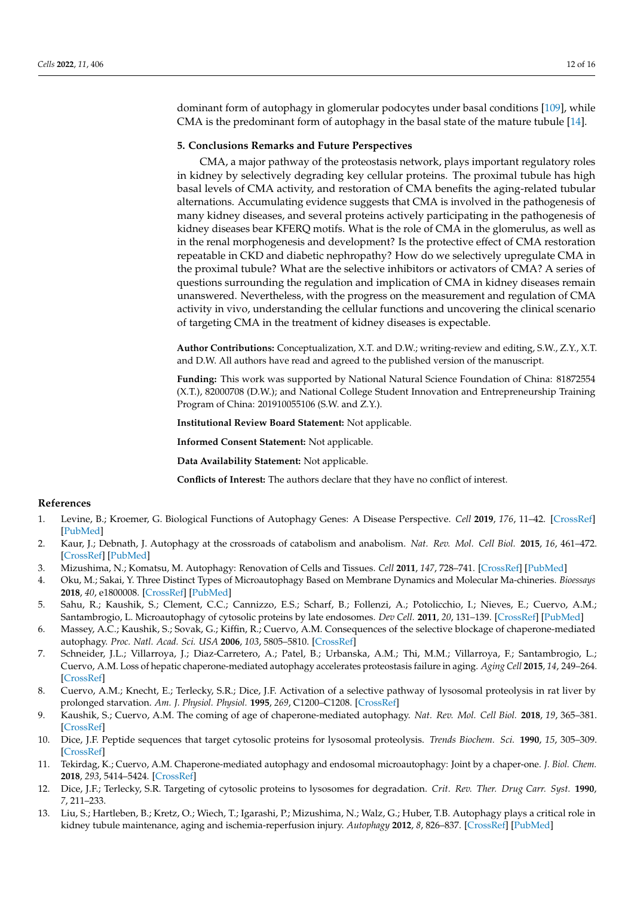dominant form of autophagy in glomerular podocytes under basal conditions [109], while CMA is the predominant form of autophagy in the basal state of the mature tubule [14].

## 5. Conclusions Remarks and Future Perspectives

CMA, a major pathway of the proteostasis network, plays important regulatory roles in kidney by selectively degrading key cellular proteins. The proximal tubule has high basal levels of CMA activity, and restoration of CMA benefits the aging-related tubular alternations. Accumulating evidence suggests that CMA is involved in the pathogenesis of many kidney diseases, and several proteins actively participating in the pathogenesis of kidney diseases bear KFERQ motifs. What is the role of CMA in the glomerulus, as well as in the renal morphogenesis and development? Is the protective effect of CMA restoration repeatable in CKD and diabetic nephropathy? How do we selectively upregulate CMA in the proximal tubule? What are the selective inhibitors or activators of CMA? A series of questions surrounding the regulation and implication of CMA in kidney diseases remain unanswered. Nevertheless, with the progress on the measurement and regulation of CMA activity in vivo, understanding the cellular functions and uncovering the clinical scenario of targeting CMA in the treatment of kidney diseases is expectable.

**Author Contributions:** Conceptualization, X.T. and D.W.; writing-review and editing, S.W., Z.Y., X.T. and D.W. All authors have read and agreed to the published version of the manuscript.

**Funding:** This work was supported by National Natural Science Foundation of China: 81872554 (X.T.), 82000708 (D.W.); and National College Student Innovation and Entrepreneurship Training Program of China: 201910055106 (S.W. and Z.Y.).

**Institutional Review Board Statement:** Not applicable.

**Informed Consent Statement:** Not applicable.

**Data Availability Statement:** Not applicable.

**Conflicts of Interest:** The authors declare that they have no conflict of interest.

## References

1. Levine, B.; Kroemer, G. Biological Functions of Autophagy Genes: A Disease Perspective. *Cell* **2019**, *176*, 11–42. [CrossRef] [PubMed]
2. Kaur, J.; Debnath, J. Autophagy at the crossroads of catabolism and anabolism. *Nat. Rev. Mol. Cell Biol.* **2015**, *16*, 461–472. [CrossRef] [PubMed]
3. Mizushima, N.; Komatsu, M. Autophagy: Renovation of Cells and Tissues. *Cell* **2011**, *147*, 728–741. [CrossRef] [PubMed]
4. Oku, M.; Sakai, Y. Three Distinct Types of Microautophagy Based on Membrane Dynamics and Molecular Ma-chineries. *Bioessays* **2018**, *40*, e1800008. [CrossRef] [PubMed]
5. Sahu, R.; Kaushik, S.; Clement, C.C.; Cannizzo, E.S.; Scharf, B.; Follenzi, A.; Potolicchio, I.; Nieves, E.; Cuervo, A.M.; Santambrogio, L. Microautophagy of cytosolic proteins by late endosomes. *Dev Cell.* **2011**, *20*, 131–139. [CrossRef] [PubMed]
6. Massey, A.C.; Kaushik, S.; Sovak, G.; Kiffin, R.; Cuervo, A.M. Consequences of the selective blockage of chaperone-mediated autophagy. *Proc. Natl. Acad. Sci. USA* **2006**, *103*, 5805–5810. [CrossRef]
7. Schneider, J.L.; Villarroya, J.; Diaz-Carretero, A.; Patel, B.; Urbanska, A.M.; Thi, M.M.; Villarroya, F.; Santambrogio, L.; Cuervo, A.M. Loss of hepatic chaperone-mediated autophagy accelerates proteostasis failure in aging. *Aging Cell* **2015**, *14*, 249–264. [CrossRef]
8. Cuervo, A.M.; Knecht, E.; Terlecky, S.R.; Dice, J.F. Activation of a selective pathway of lysosomal proteolysis in rat liver by prolonged starvation. *Am. J. Physiol. Physiol.* **1995**, *269*, C1200–C1208. [CrossRef]
9. Kaushik, S.; Cuervo, A.M. The coming of age of chaperone-mediated autophagy. *Nat. Rev. Mol. Cell Biol.* **2018**, *19*, 365–381. [CrossRef]
10. Dice, J.F. Peptide sequences that target cytosolic proteins for lysosomal proteolysis. *Trends Biochem. Sci.* **1990**, *15*, 305–309. [CrossRef]
11. Tekirdag, K.; Cuervo, A.M. Chaperone-mediated autophagy and endosomal microautophagy: Joint by a chaper-one. *J. Biol. Chem.* **2018**, *293*, 5414–5424. [CrossRef]
12. Dice, J.F.; Terlecky, S.R. Targeting of cytosolic proteins to lysosomes for degradation. *Crit. Rev. Ther. Drug Carr. Syst.* **1990**, *7*, 211–233.
13. Liu, S.; Hartleben, B.; Kretz, O.; Wiech, T.; Igarashi, P.; Mizushima, N.; Walz, G.; Huber, T.B. Autophagy plays a critical role in kidney tubule maintenance, aging and ischemia-reperfusion injury. *Autophagy* **2012**, *8*, 826–837. [CrossRef] [PubMed]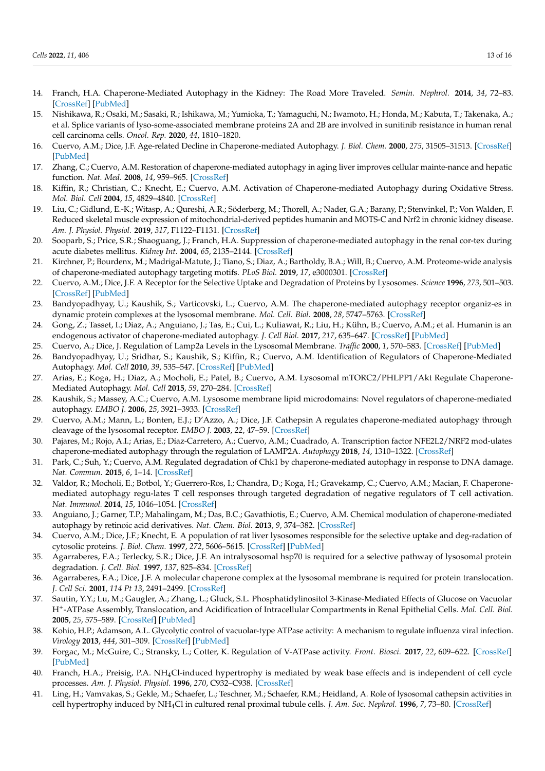14. Franch, H.A. Chaperone-Mediated Autophagy in the Kidney: The Road More Traveled. *Semin. Nephrol.* **2014**, *34*, 72–83. [CrossRef] [PubMed]
15. Nishikawa, R.; Osaki, M.; Sasaki, R.; Ishikawa, M.; Yumioka, T.; Yamaguchi, N.; Iwamoto, H.; Honda, M.; Kabuta, T.; Takenaka, A.; et al. Splice variants of lyso-some-associated membrane proteins 2A and 2B are involved in sunitinib resistance in human renal cell carcinoma cells. *Oncol. Rep.* **2020**, *44*, 1810–1820.
16. Cuervo, A.M.; Dice, J.F. Age-related Decline in Chaperone-mediated Autophagy. *J. Biol. Chem.* **2000**, *275*, 31505–31513. [CrossRef] [PubMed]
17. Zhang, C.; Cuervo, A.M. Restoration of chaperone-mediated autophagy in aging liver improves cellular mainte-nance and hepatic function. *Nat. Med.* **2008**, *14*, 959–965. [CrossRef]
18. Kiffin, R.; Christian, C.; Knecht, E.; Cuervo, A.M. Activation of Chaperone-mediated Autophagy during Oxidative Stress. *Mol. Biol. Cell* **2004**, *15*, 4829–4840. [CrossRef]
19. Liu, C.; Gidlund, E.-K.; Witasp, A.; Qureshi, A.R.; Söderberg, M.; Thorell, A.; Nader, G.A.; Barany, P.; Stenvinkel, P.; Von Walden, F. Reduced skeletal muscle expression of mitochondrial-derived peptides humanin and MOTS-C and Nrf2 in chronic kidney disease. *Am. J. Physiol. Physiol.* **2019**, *317*, F1122–F1131. [CrossRef]
20. Sooparb, S.; Price, S.R.; Shaoguang, J.; Franch, H.A. Suppression of chaperone-mediated autophagy in the renal cor-tex during acute diabetes mellitus. *Kidney Int.* **2004**, *65*, 2135–2144. [CrossRef]
21. Kirchner, P.; Bourdenx, M.; Madrigal-Matute, J.; Tiano, S.; Diaz, A.; Bartholdy, B.A.; Will, B.; Cuervo, A.M. Proteome-wide analysis of chaperone-mediated autophagy targeting motifs. *PLoS Biol.* **2019**, *17*, e3000301. [CrossRef]
22. Cuervo, A.M.; Dice, J.F. A Receptor for the Selective Uptake and Degradation of Proteins by Lysosomes. *Science* **1996**, *273*, 501–503. [CrossRef] [PubMed]
23. Bandyopadhyay, U.; Kaushik, S.; Varticovski, L.; Cuervo, A.M. The chaperone-mediated autophagy receptor organiz-es in dynamic protein complexes at the lysosomal membrane. *Mol. Cell. Biol.* **2008**, *28*, 5747–5763. [CrossRef]
24. Gong, Z.; Tasset, I.; Diaz, A.; Anguiano, J.; Tas, E.; Cui, L.; Kuliawat, R.; Liu, H.; Kühn, B.; Cuervo, A.M.; et al. Humanin is an endogenous activator of chaperone-mediated autophagy. *J. Cell Biol.* **2017**, *217*, 635–647. [CrossRef] [PubMed]
25. Cuervo, A.; Dice, J. Regulation of Lamp2a Levels in the Lysosomal Membrane. *Traffic* **2000**, *1*, 570–583. [CrossRef] [PubMed]
26. Bandyopadhyay, U.; Sridhar, S.; Kaushik, S.; Kiffin, R.; Cuervo, A.M. Identification of Regulators of Chaperone-Mediated Autophagy. *Mol. Cell* **2010**, *39*, 535–547. [CrossRef] [PubMed]
27. Arias, E.; Koga, H.; Diaz, A.; Mocholi, E.; Patel, B.; Cuervo, A.M. Lysosomal mTORC2/PHLPP1/Akt Regulate Chaperone-Mediated Autophagy. *Mol. Cell* **2015**, *59*, 270–284. [CrossRef]
28. Kaushik, S.; Massey, A.C.; Cuervo, A.M. Lysosome membrane lipid microdomains: Novel regulators of chaperone-mediated autophagy. *EMBO J.* **2006**, *25*, 3921–3933. [CrossRef]
29. Cuervo, A.M.; Mann, L.; Bonten, E.J.; D'Azzo, A.; Dice, J.F. Cathepsin A regulates chaperone-mediated autophagy through cleavage of the lysosomal receptor. *EMBO J.* **2003**, *22*, 47–59. [CrossRef]
30. Pajares, M.; Rojo, A.I.; Arias, E.; Díaz-Carretero, A.; Cuervo, A.M.; Cuadrado, A. Transcription factor NFE2L2/NRF2 mod-ulates chaperone-mediated autophagy through the regulation of LAMP2A. *Autophagy* **2018**, *14*, 1310–1322. [CrossRef]
31. Park, C.; Suh, Y.; Cuervo, A.M. Regulated degradation of Chk1 by chaperone-mediated autophagy in response to DNA damage. *Nat. Commun.* **2015**, *6*, 1–14. [CrossRef]
32. Valdor, R.; Mocholi, E.; Botbol, Y.; Guerrero-Ros, I.; Chandra, D.; Koga, H.; Gravekamp, C.; Cuervo, A.M.; Macian, F. Chaperone-mediated autophagy regu-lates T cell responses through targeted degradation of negative regulators of T cell activation. *Nat. Immunol.* **2014**, *15*, 1046–1054. [CrossRef]
33. Anguiano, J.; Garner, T.P.; Mahalingam, M.; Das, B.C.; Gavathiotis, E.; Cuervo, A.M. Chemical modulation of chaperone-mediated autophagy by retinoic acid derivatives. *Nat. Chem. Biol.* **2013**, *9*, 374–382. [CrossRef]
34. Cuervo, A.M.; Dice, J.F.; Knecht, E. A population of rat liver lysosomes responsible for the selective uptake and deg-radation of cytosolic proteins. *J. Biol. Chem.* **1997**, *272*, 5606–5615. [CrossRef] [PubMed]
35. Agarraberes, F.A.; Terlecky, S.R.; Dice, J.F. An intralysosomal hsp70 is required for a selective pathway of lysosomal protein degradation. *J. Cell. Biol.* **1997**, *137*, 825–834. [CrossRef]
36. Agarraberes, F.A.; Dice, J.F. A molecular chaperone complex at the lysosomal membrane is required for protein translocation. *J. Cell Sci.* **2001**, *114 Pt 13*, 2491–2499. [CrossRef]
37. Sautin, Y.Y.; Lu, M.; Gaugler, A.; Zhang, L.; Gluck, S.L. Phosphatidylinositol 3-Kinase-Mediated Effects of Glucose on Vacuolar $H^+$-ATPase Assembly, Translocation, and Acidification of Intracellular Compartments in Renal Epithelial Cells. *Mol. Cell. Biol.* **2005**, *25*, 575–589. [CrossRef] [PubMed]
38. Kohio, H.P.; Adamson, A.L. Glycolytic control of vacuolar-type ATPase activity: A mechanism to regulate influenza viral infection. *Virology* **2013**, *444*, 301–309. [CrossRef] [PubMed]
39. Forgac, M.; McGuire, C.; Stransky, L.; Cotter, K. Regulation of V-ATPase activity. *Front. Biosci.* **2017**, *22*, 609–622. [CrossRef] [PubMed]
40. Franch, H.A.; Preisig, P.A. $NH_4Cl$-induced hypertrophy is mediated by weak base effects and is independent of cell cycle processes. *Am. J. Physiol. Physiol.* **1996**, *270*, C932–C938. [CrossRef]
41. Ling, H.; Vamvakas, S.; Gekle, M.; Schaefer, L.; Teschner, M.; Schaefer, R.M.; Heidland, A. Role of lysosomal cathepsin activities in cell hypertrophy induced by $NH_4Cl$ in cultured renal proximal tubule cells. *J. Am. Soc. Nephrol.* **1996**, *7*, 73–80. [CrossRef]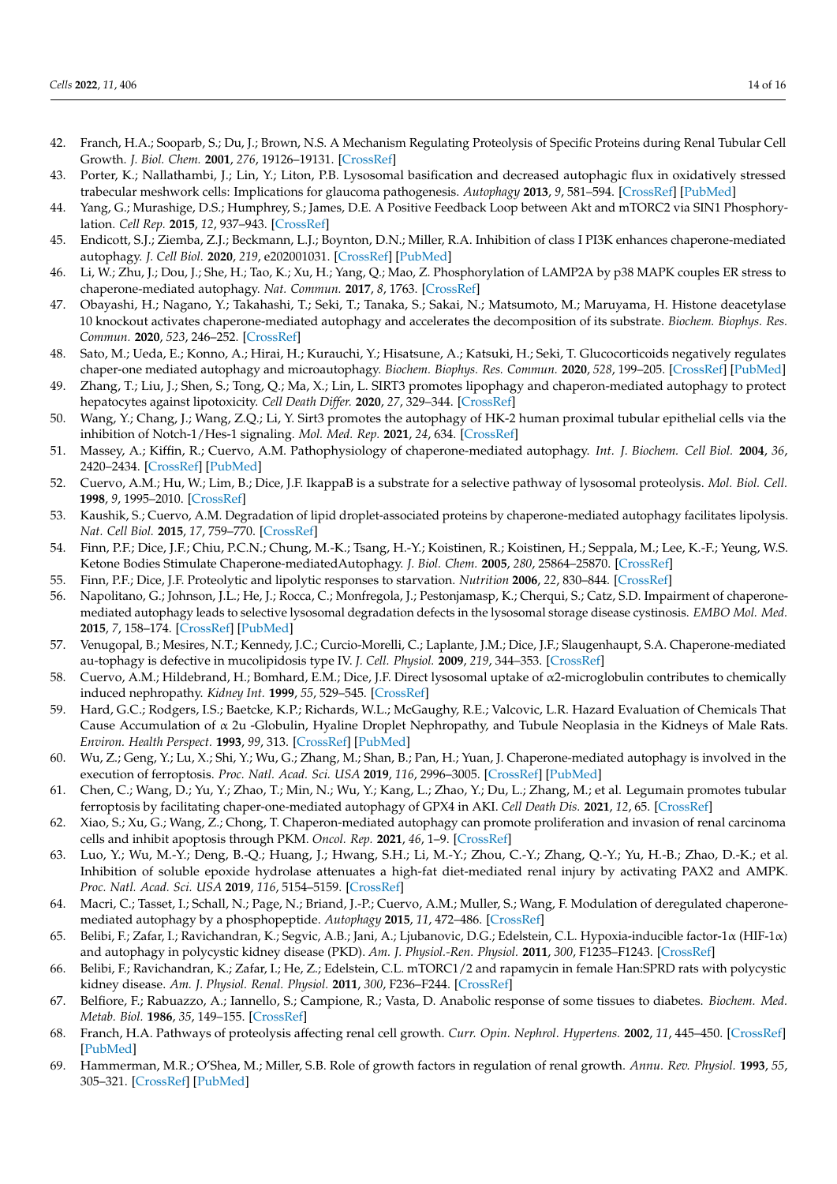42. Franch, H.A.; Sooparb, S.; Du, J.; Brown, N.S. A Mechanism Regulating Proteolysis of Specific Proteins during Renal Tubular Cell Growth. *J. Biol. Chem.* **2001**, *276*, 19126–19131. [CrossRef]
43. Porter, K.; Nallathambi, J.; Lin, Y.; Liton, P.B. Lysosomal basification and decreased autophagic flux in oxidatively stressed trabecular meshwork cells: Implications for glaucoma pathogenesis. *Autophagy* **2013**, *9*, 581–594. [CrossRef] [PubMed]
44. Yang, G.; Murashige, D.S.; Humphrey, S.; James, D.E. A Positive Feedback Loop between Akt and mTORC2 via SIN1 Phosphorylation. *Cell Rep.* **2015**, *12*, 937–943. [CrossRef]
45. Endicott, S.J.; Ziemba, Z.J.; Beckmann, L.J.; Boynton, D.N.; Miller, R.A. Inhibition of class I PI3K enhances chaperone-mediated autophagy. *J. Cell Biol.* **2020**, *219*, e202001031. [CrossRef] [PubMed]
46. Li, W.; Zhu, J.; Dou, J.; She, H.; Tao, K.; Xu, H.; Yang, Q.; Mao, Z. Phosphorylation of LAMP2A by p38 MAPK couples ER stress to chaperone-mediated autophagy. *Nat. Commun.* **2017**, *8*, 1763. [CrossRef]
47. Obayashi, H.; Nagano, Y.; Takahashi, T.; Seki, T.; Tanaka, S.; Sakai, N.; Matsumoto, M.; Maruyama, H. Histone deacetylase 10 knockout activates chaperone-mediated autophagy and accelerates the decomposition of its substrate. *Biochem. Biophys. Res. Commun.* **2020**, *523*, 246–252. [CrossRef]
48. Sato, M.; Ueda, E.; Konno, A.; Hirai, H.; Kurauchi, Y.; Hisatsune, A.; Katsuki, H.; Seki, T. Glucocorticoids negatively regulates chaper-one mediated autophagy and microautophagy. *Biochem. Biophys. Res. Commun.* **2020**, *528*, 199–205. [CrossRef] [PubMed]
49. Zhang, T.; Liu, J.; Shen, S.; Tong, Q.; Ma, X.; Lin, L. SIRT3 promotes lipophagy and chaperon-mediated autophagy to protect hepatocytes against lipotoxicity. *Cell Death Differ.* **2020**, *27*, 329–344. [CrossRef]
50. Wang, Y.; Chang, J.; Wang, Z.Q.; Li, Y. Sirt3 promotes the autophagy of HK-2 human proximal tubular epithelial cells via the inhibition of Notch-1/Hes-1 signaling. *Mol. Med. Rep.* **2021**, *24*, 634. [CrossRef]
51. Massey, A.; Kiffin, R.; Cuervo, A.M. Pathophysiology of chaperone-mediated autophagy. *Int. J. Biochem. Cell Biol.* **2004**, *36*, 2420–2434. [CrossRef] [PubMed]
52. Cuervo, A.M.; Hu, W.; Lim, B.; Dice, J.F. IkappaB is a substrate for a selective pathway of lysosomal proteolysis. *Mol. Biol. Cell.* **1998**, *9*, 1995–2010. [CrossRef]
53. Kaushik, S.; Cuervo, A.M. Degradation of lipid droplet-associated proteins by chaperone-mediated autophagy facilitates lipolysis. *Nat. Cell Biol.* **2015**, *17*, 759–770. [CrossRef]
54. Finn, P.F.; Dice, J.F.; Chiu, P.C.N.; Chung, M.-K.; Tsang, H.-Y.; Koistinen, R.; Koistinen, H.; Seppala, M.; Lee, K.-F.; Yeung, W.S. Ketone Bodies Stimulate Chaperone-mediatedAutophagy. *J. Biol. Chem.* **2005**, *280*, 25864–25870. [CrossRef]
55. Finn, P.F.; Dice, J.F. Proteolytic and lipolytic responses to starvation. *Nutrition* **2006**, *22*, 830–844. [CrossRef]
56. Napolitano, G.; Johnson, J.L.; He, J.; Rocca, C.; Monfregola, J.; Pestonjamasp, K.; Cherqui, S.; Catz, S.D. Impairment of chaperone-mediated autophagy leads to selective lysosomal degradation defects in the lysosomal storage disease cystinosis. *EMBO Mol. Med.* **2015**, *7*, 158–174. [CrossRef] [PubMed]
57. Venugopal, B.; Mesires, N.T.; Kennedy, J.C.; Curcio-Morelli, C.; Laplante, J.M.; Dice, J.F.; Slaugenhaupt, S.A. Chaperone-mediated au-tophagy is defective in mucolipidosis type IV. *J. Cell. Physiol.* **2009**, *219*, 344–353. [CrossRef]
58. Cuervo, A.M.; Hildebrand, H.; Bomhard, E.M.; Dice, J.F. Direct lysosomal uptake of α2-microglobulin contributes to chemically induced nephropathy. *Kidney Int.* **1999**, *55*, 529–545. [CrossRef]
59. Hard, G.C.; Rodgers, I.S.; Baetcke, K.P.; Richards, W.L.; McGaughy, R.E.; Valcovic, L.R. Hazard Evaluation of Chemicals That Cause Accumulation of α 2u -Globulin, Hyaline Droplet Nephropathy, and Tubule Neoplasia in the Kidneys of Male Rats. *Environ. Health Perspect.* **1993**, *99*, 313. [CrossRef] [PubMed]
60. Wu, Z.; Geng, Y.; Lu, X.; Shi, Y.; Wu, G.; Zhang, M.; Shan, B.; Pan, H.; Yuan, J. Chaperone-mediated autophagy is involved in the execution of ferroptosis. *Proc. Natl. Acad. Sci. USA* **2019**, *116*, 2996–3005. [CrossRef] [PubMed]
61. Chen, C.; Wang, D.; Yu, Y.; Zhao, T.; Min, N.; Wu, Y.; Kang, L.; Zhao, Y.; Du, L.; Zhang, M.; et al. Legumain promotes tubular ferroptosis by facilitating chaper-one-mediated autophagy of GPX4 in AKI. *Cell Death Dis.* **2021**, *12*, 65. [CrossRef]
62. Xiao, S.; Xu, G.; Wang, Z.; Chong, T. Chaperon-mediated autophagy can promote proliferation and invasion of renal carcinoma cells and inhibit apoptosis through PKM. *Oncol. Rep.* **2021**, *46*, 1–9. [CrossRef]
63. Luo, Y.; Wu, M.-Y.; Deng, B.-Q.; Huang, J.; Hwang, S.H.; Li, M.-Y.; Zhou, C.-Y.; Zhang, Q.-Y.; Yu, H.-B.; Zhao, D.-K.; et al. Inhibition of soluble epoxide hydrolase attenuates a high-fat diet-mediated renal injury by activating PAX2 and AMPK. *Proc. Natl. Acad. Sci. USA* **2019**, *116*, 5154–5159. [CrossRef]
64. Macri, C.; Tasset, I.; Schall, N.; Page, N.; Briand, J.-P.; Cuervo, A.M.; Muller, S.; Wang, F. Modulation of deregulated chaperone-mediated autophagy by a phosphopeptide. *Autophagy* **2015**, *11*, 472–486. [CrossRef]
65. Belibi, F.; Zafar, I.; Ravichandran, K.; Segvic, A.B.; Jani, A.; Ljubanovic, D.G.; Edelstein, C.L. Hypoxia-inducible factor-1α (HIF-1α) and autophagy in polycystic kidney disease (PKD). *Am. J. Physiol.-Ren. Physiol.* **2011**, *300*, F1235–F1243. [CrossRef]
66. Belibi, F.; Ravichandran, K.; Zafar, I.; He, Z.; Edelstein, C.L. mTORC1/2 and rapamycin in female Han:SPRD rats with polycystic kidney disease. *Am. J. Physiol. Renal. Physiol.* **2011**, *300*, F236–F244. [CrossRef]
67. Belfiore, F.; Rabuazzo, A.; Iannello, S.; Campione, R.; Vasta, D. Anabolic response of some tissues to diabetes. *Biochem. Med. Metab. Biol.* **1986**, *35*, 149–155. [CrossRef]
68. Franch, H.A. Pathways of proteolysis affecting renal cell growth. *Curr. Opin. Nephrol. Hypertens.* **2002**, *11*, 445–450. [CrossRef] [PubMed]
69. Hammerman, M.R.; O'Shea, M.; Miller, S.B. Role of growth factors in regulation of renal growth. *Annu. Rev. Physiol.* **1993**, *55*, 305–321. [CrossRef] [PubMed]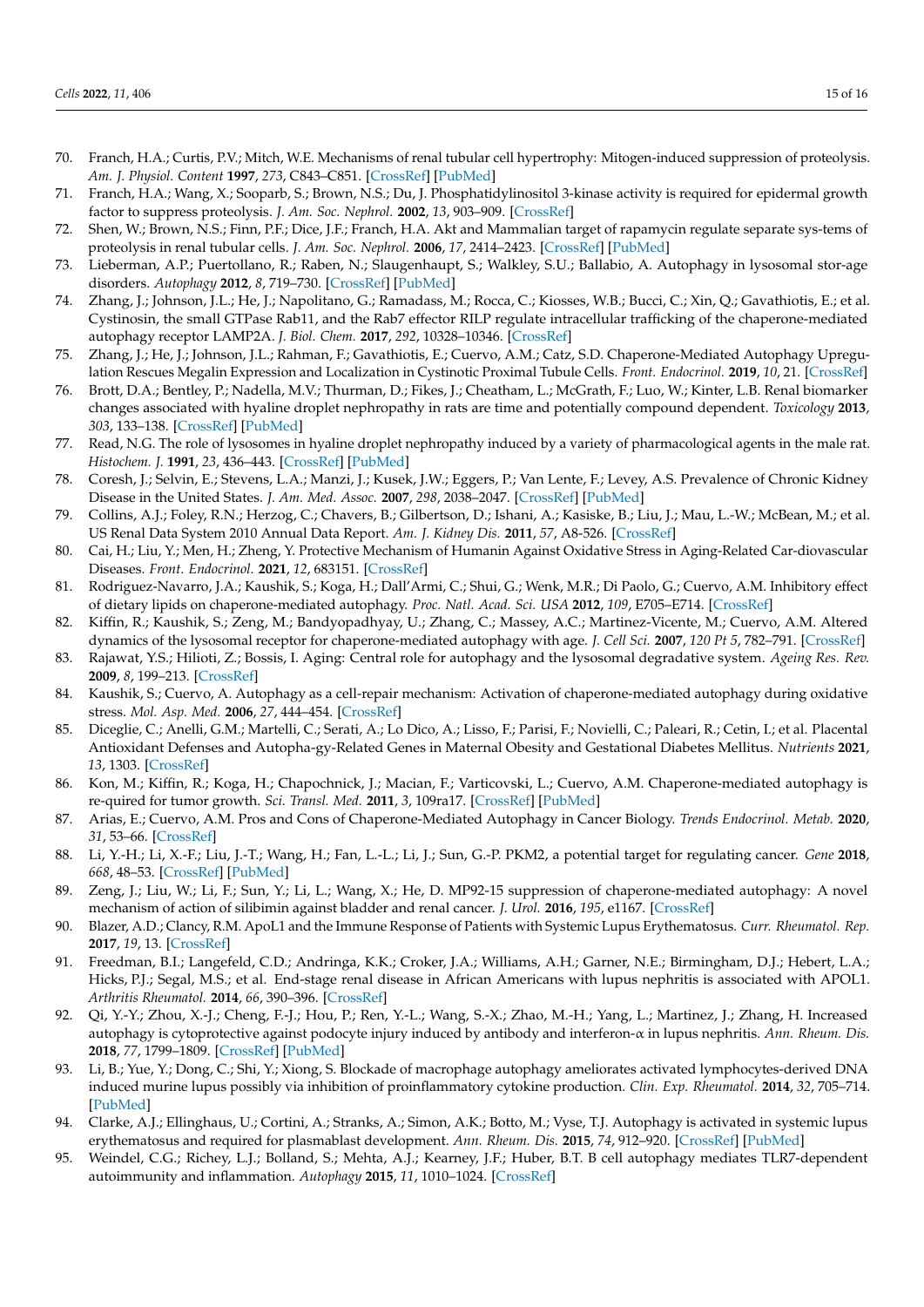70. Franch, H.A.; Curtis, P.V.; Mitch, W.E. Mechanisms of renal tubular cell hypertrophy: Mitogen-induced suppression of proteolysis. *Am. J. Physiol. Content* **1997**, *273*, C843–C851. [CrossRef] [PubMed]
71. Franch, H.A.; Wang, X.; Sooparb, S.; Brown, N.S.; Du, J. Phosphatidylinositol 3-kinase activity is required for epidermal growth factor to suppress proteolysis. *J. Am. Soc. Nephrol.* **2002**, *13*, 903–909. [CrossRef]
72. Shen, W.; Brown, N.S.; Finn, P.F.; Dice, J.F.; Franch, H.A. Akt and Mammalian target of rapamycin regulate separate sys-tems of proteolysis in renal tubular cells. *J. Am. Soc. Nephrol.* **2006**, *17*, 2414–2423. [CrossRef] [PubMed]
73. Lieberman, A.P.; Puertollano, R.; Raben, N.; Slaugenhaupt, S.; Walkley, S.U.; Ballabio, A. Autophagy in lysosomal stor-age disorders. *Autophagy* **2012**, *8*, 719–730. [CrossRef] [PubMed]
74. Zhang, J.; Johnson, J.L.; He, J.; Napolitano, G.; Ramadass, M.; Rocca, C.; Kiosses, W.B.; Bucci, C.; Xin, Q.; Gavathiotis, E.; et al. Cystinosin, the small GTPase Rab11, and the Rab7 effector RILP regulate intracellular trafficking of the chaperone-mediated autophagy receptor LAMP2A. *J. Biol. Chem.* **2017**, *292*, 10328–10346. [CrossRef]
75. Zhang, J.; He, J.; Johnson, J.L.; Rahman, F.; Gavathiotis, E.; Cuervo, A.M.; Catz, S.D. Chaperone-Mediated Autophagy Upregulation Rescues Megalin Expression and Localization in Cystinotic Proximal Tubule Cells. *Front. Endocrinol.* **2019**, *10*, 21. [CrossRef]
76. Brott, D.A.; Bentley, P.; Nadella, M.V.; Thurman, D.; Fikes, J.; Cheatham, L.; McGrath, F.; Luo, W.; Kinter, L.B. Renal biomarker changes associated with hyaline droplet nephropathy in rats are time and potentially compound dependent. *Toxicology* **2013**, *303*, 133–138. [CrossRef] [PubMed]
77. Read, N.G. The role of lysosomes in hyaline droplet nephropathy induced by a variety of pharmacological agents in the male rat. *Histochem. J.* **1991**, *23*, 436–443. [CrossRef] [PubMed]
78. Coresh, J.; Selvin, E.; Stevens, L.A.; Manzi, J.; Kusek, J.W.; Eggers, P.; Van Lente, F.; Levey, A.S. Prevalence of Chronic Kidney Disease in the United States. *J. Am. Med. Assoc.* **2007**, *298*, 2038–2047. [CrossRef] [PubMed]
79. Collins, A.J.; Foley, R.N.; Herzog, C.; Chavers, B.; Gilbertson, D.; Ishani, A.; Kasiske, B.; Liu, J.; Mau, L.-W.; McBean, M.; et al. US Renal Data System 2010 Annual Data Report. *Am. J. Kidney Dis.* **2011**, *57*, A8-526. [CrossRef]
80. Cai, H.; Liu, Y.; Men, H.; Zheng, Y. Protective Mechanism of Humanin Against Oxidative Stress in Aging-Related Car-diovascular Diseases. *Front. Endocrinol.* **2021**, *12*, 683151. [CrossRef]
81. Rodriguez-Navarro, J.A.; Kaushik, S.; Koga, H.; Dall'Armi, C.; Shui, G.; Wenk, M.R.; Di Paolo, G.; Cuervo, A.M. Inhibitory effect of dietary lipids on chaperone-mediated autophagy. *Proc. Natl. Acad. Sci. USA* **2012**, *109*, E705–E714. [CrossRef]
82. Kiffin, R.; Kaushik, S.; Zeng, M.; Bandyopadhyay, U.; Zhang, C.; Massey, A.C.; Martinez-Vicente, M.; Cuervo, A.M. Altered dynamics of the lysosomal receptor for chaperone-mediated autophagy with age. *J. Cell Sci.* **2007**, *120 Pt 5*, 782–791. [CrossRef]
83. Rajawat, Y.S.; Hilioti, Z.; Bossis, I. Aging: Central role for autophagy and the lysosomal degradative system. *Ageing Res. Rev.* **2009**, *8*, 199–213. [CrossRef]
84. Kaushik, S.; Cuervo, A. Autophagy as a cell-repair mechanism: Activation of chaperone-mediated autophagy during oxidative stress. *Mol. Asp. Med.* **2006**, *27*, 444–454. [CrossRef]
85. Diceglie, C.; Anelli, G.M.; Martelli, C.; Serati, A.; Lo Dico, A.; Lisso, F.; Parisi, F.; Novielli, C.; Paleari, R.; Cetin, I.; et al. Placental Antioxidant Defenses and Autopha-gy-Related Genes in Maternal Obesity and Gestational Diabetes Mellitus. *Nutrients* **2021**, *13*, 1303. [CrossRef]
86. Kon, M.; Kiffin, R.; Koga, H.; Chapochnick, J.; Macian, F.; Varticovski, L.; Cuervo, A.M. Chaperone-mediated autophagy is re-quired for tumor growth. *Sci. Transl. Med.* **2011**, *3*, 109ra17. [CrossRef] [PubMed]
87. Arias, E.; Cuervo, A.M. Pros and Cons of Chaperone-Mediated Autophagy in Cancer Biology. *Trends Endocrinol. Metab.* **2020**, *31*, 53–66. [CrossRef]
88. Li, Y.-H.; Li, X.-F.; Liu, J.-T.; Wang, H.; Fan, L.-L.; Li, J.; Sun, G.-P. PKM2, a potential target for regulating cancer. *Gene* **2018**, *668*, 48–53. [CrossRef] [PubMed]
89. Zeng, J.; Liu, W.; Li, F.; Sun, Y.; Li, L.; Wang, X.; He, D. MP92-15 suppression of chaperone-mediated autophagy: A novel mechanism of action of silibinin against bladder and renal cancer. *J. Urol.* **2016**, *195*, e1167. [CrossRef]
90. Blazer, A.D.; Clancy, R.M. ApoL1 and the Immune Response of Patients with Systemic Lupus Erythematosus. *Curr. Rheumatol. Rep.* **2017**, *19*, 13. [CrossRef]
91. Freedman, B.I.; Langefeld, C.D.; Andringa, K.K.; Croker, J.A.; Williams, A.H.; Garner, N.E.; Birmingham, D.J.; Hebert, L.A.; Hicks, P.J.; Segal, M.S.; et al. End-stage renal disease in African Americans with lupus nephritis is associated with APOL1. *Arthritis Rheumatol.* **2014**, *66*, 390–396. [CrossRef]
92. Qi, Y.-Y.; Zhou, X.-J.; Cheng, F.-J.; Hou, P.; Ren, Y.-L.; Wang, S.-X.; Zhao, M.-H.; Yang, L.; Martinez, J.; Zhang, H. Increased autophagy is cytoprotective against podocyte injury induced by antibody and interferon-α in lupus nephritis. *Ann. Rheum. Dis.* **2018**, *77*, 1799–1809. [CrossRef] [PubMed]
93. Li, B.; Yue, Y.; Dong, C.; Shi, Y.; Xiong, S. Blockade of macrophage autophagy ameliorates activated lymphocytes-derived DNA induced murine lupus possibly via inhibition of proinflammatory cytokine production. *Clin. Exp. Rheumatol.* **2014**, *32*, 705–714. [PubMed]
94. Clarke, A.J.; Ellinghaus, U.; Cortini, A.; Stranks, A.; Simon, A.K.; Botto, M.; Vyse, T.J. Autophagy is activated in systemic lupus erythematosus and required for plasmablast development. *Ann. Rheum. Dis.* **2015**, *74*, 912–920. [CrossRef] [PubMed]
95. Weindel, C.G.; Richey, L.J.; Bolland, S.; Mehta, A.J.; Kearney, J.F.; Huber, B.T. B cell autophagy mediates TLR7-dependent autoimmunity and inflammation. *Autophagy* **2015**, *11*, 1010–1024. [CrossRef]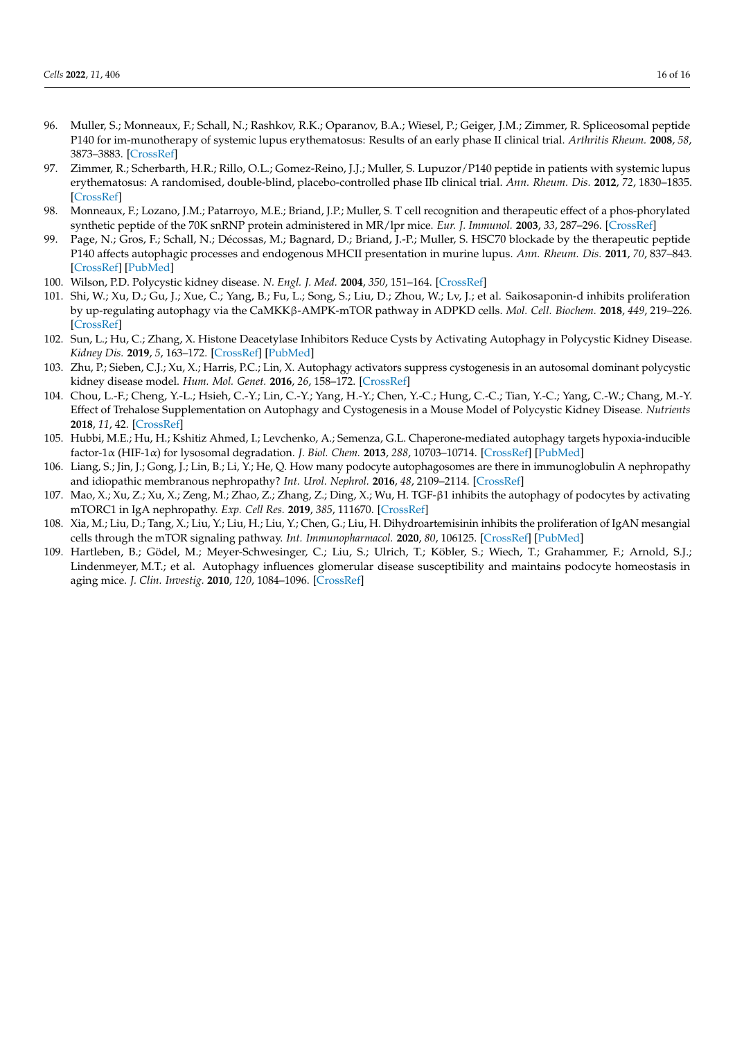96. Muller, S.; Monneaux, F.; Schall, N.; Rashkov, R.K.; Oparanov, B.A.; Wiesel, P.; Geiger, J.M.; Zimmer, R. Spliceosomal peptide P140 for im-munotherapy of systemic lupus erythematosus: Results of an early phase II clinical trial. *Arthritis Rheum.* **2008**, *58*, 3873–3883. [CrossRef]
97. Zimmer, R.; Scherbarth, H.R.; Rillo, O.L.; Gomez-Reino, J.J.; Muller, S. Lupuzor/P140 peptide in patients with systemic lupus erythematosus: A randomised, double-blind, placebo-controlled phase IIb clinical trial. *Ann. Rheum. Dis.* **2012**, *72*, 1830–1835. [CrossRef]
98. Monneaux, F.; Lozano, J.M.; Patarroyo, M.E.; Briand, J.P.; Muller, S. T cell recognition and therapeutic effect of a phos-phorylated synthetic peptide of the 70K snRNP protein administered in MR/lpr mice. *Eur. J. Immunol.* **2003**, *33*, 287–296. [CrossRef]
99. Page, N.; Gros, F.; Schall, N.; Décossas, M.; Bagnard, D.; Briand, J.-P.; Muller, S. HSC70 blockade by the therapeutic peptide P140 affects autophagic processes and endogenous MHCII presentation in murine lupus. *Ann. Rheum. Dis.* **2011**, *70*, 837–843. [CrossRef] [PubMed]
100. Wilson, P.D. Polycystic kidney disease. *N. Engl. J. Med.* **2004**, *350*, 151–164. [CrossRef]
101. Shi, W.; Xu, D.; Gu, J.; Xue, C.; Yang, B.; Fu, L.; Song, S.; Liu, D.; Zhou, W.; Lv, J.; et al. Saikosaponin-d inhibits proliferation by up-regulating autophagy via the CaMKKβ-AMPK-mTOR pathway in ADPKD cells. *Mol. Cell. Biochem.* **2018**, *449*, 219–226. [CrossRef]
102. Sun, L.; Hu, C.; Zhang, X. Histone Deacetylase Inhibitors Reduce Cysts by Activating Autophagy in Polycystic Kidney Disease. *Kidney Dis.* **2019**, *5*, 163–172. [CrossRef] [PubMed]
103. Zhu, P.; Sieben, C.J.; Xu, X.; Harris, P.C.; Lin, X. Autophagy activators suppress cystogenesis in an autosomal dominant polycystic kidney disease model. *Hum. Mol. Genet.* **2016**, *26*, 158–172. [CrossRef]
104. Chou, L.-F.; Cheng, Y.-L.; Hsieh, C.-Y.; Lin, C.-Y.; Yang, H.-Y.; Chen, Y.-C.; Hung, C.-C.; Tian, Y.-C.; Yang, C.-W.; Chang, M.-Y. Effect of Trehalose Supplementation on Autophagy and Cystogenesis in a Mouse Model of Polycystic Kidney Disease. *Nutrients* **2018**, *11*, 42. [CrossRef]
105. Hubbi, M.E.; Hu, H.; Kshitiz Ahmed, I.; Levchenko, A.; Semenza, G.L. Chaperone-mediated autophagy targets hypoxia-inducible factor-1α (HIF-1α) for lysosomal degradation. *J. Biol. Chem.* **2013**, *288*, 10703–10714. [CrossRef] [PubMed]
106. Liang, S.; Jin, J.; Gong, J.; Lin, B.; Li, Y.; He, Q. How many podocyte autophagosomes are there in immunoglobulin A nephropathy and idiopathic membranous nephropathy? *Int. Urol. Nephrol.* **2016**, *48*, 2109–2114. [CrossRef]
107. Mao, X.; Xu, Z.; Xu, X.; Zeng, M.; Zhao, Z.; Zhang, Z.; Ding, X.; Wu, H. TGF-β1 inhibits the autophagy of podocytes by activating mTORC1 in IgA nephropathy. *Exp. Cell Res.* **2019**, *385*, 111670. [CrossRef]
108. Xia, M.; Liu, D.; Tang, X.; Liu, Y.; Liu, H.; Liu, Y.; Chen, G.; Liu, H. Dihydroartemisinin inhibits the proliferation of IgAN mesangial cells through the mTOR signaling pathway. *Int. Immunopharmacol.* **2020**, *80*, 106125. [CrossRef] [PubMed]
109. Hartleben, B.; Gödel, M.; Meyer-Schwesinger, C.; Liu, S.; Ulrich, T.; Köbler, S.; Wiech, T.; Grahammer, F.; Arnold, S.J.; Lindenmeyer, M.T.; et al. Autophagy influences glomerular disease susceptibility and maintains podocyte homeostasis in aging mice. *J. Clin. Investig.* **2010**, *120*, 1084–1096. [CrossRef]